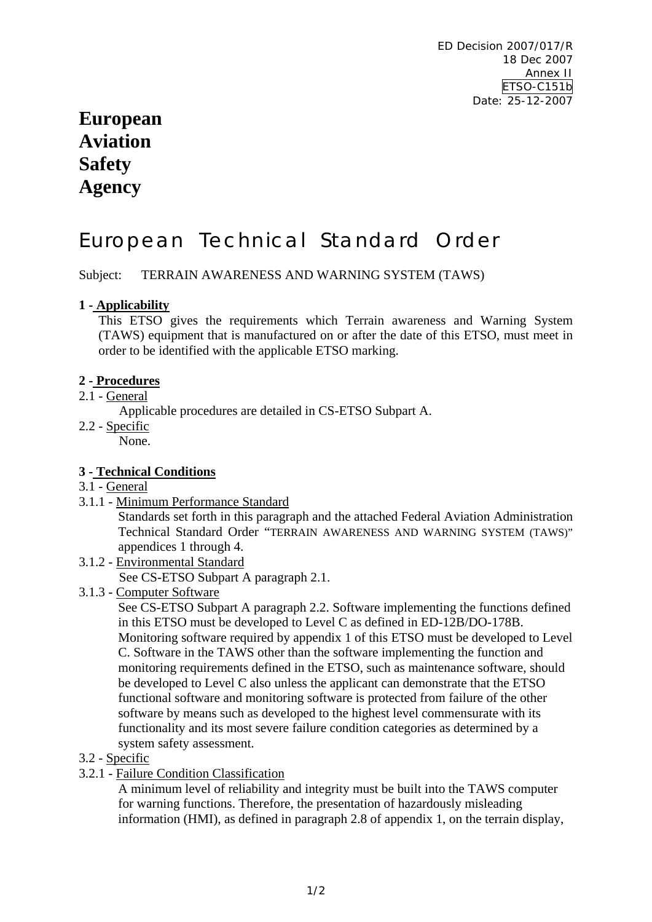ED Decision 2007/017/R
18 Dec 2007
Annex II
ETSO-C151b
Date: 25-12-2007

**European Aviation Safety Agency**

# European Technical Standard Order

Subject: TERRAIN AWARENESS AND WARNING SYSTEM (TAWS)

## 1 - Applicability

This ETSO gives the requirements which Terrain awareness and Warning System (TAWS) equipment that is manufactured on or after the date of this ETSO, must meet in order to be identified with the applicable ETSO marking.

## 2 - Procedures

2.1 - General

Applicable procedures are detailed in CS-ETSO Subpart A.

2.2 - Specific

None.

## 3 - Technical Conditions

3.1 - General

3.1.1 - Minimum Performance Standard

Standards set forth in this paragraph and the attached Federal Aviation Administration Technical Standard Order "TERRAIN AWARENESS AND WARNING SYSTEM (TAWS)" appendices 1 through 4.

3.1.2 - Environmental Standard

See CS-ETSO Subpart A paragraph 2.1.

3.1.3 - Computer Software

See CS-ETSO Subpart A paragraph 2.2. Software implementing the functions defined in this ETSO must be developed to Level C as defined in ED-12B/DO-178B. Monitoring software required by appendix 1 of this ETSO must be developed to Level C. Software in the TAWS other than the software implementing the function and monitoring requirements defined in the ETSO, such as maintenance software, should be developed to Level C also unless the applicant can demonstrate that the ETSO functional software and monitoring software is protected from failure of the other software by means such as developed to the highest level commensurate with its functionality and its most severe failure condition categories as determined by a system safety assessment.

3.2 - Specific

3.2.1 - Failure Condition Classification

A minimum level of reliability and integrity must be built into the TAWS computer for warning functions. Therefore, the presentation of hazardously misleading information (HMI), as defined in paragraph 2.8 of appendix 1, on the terrain display,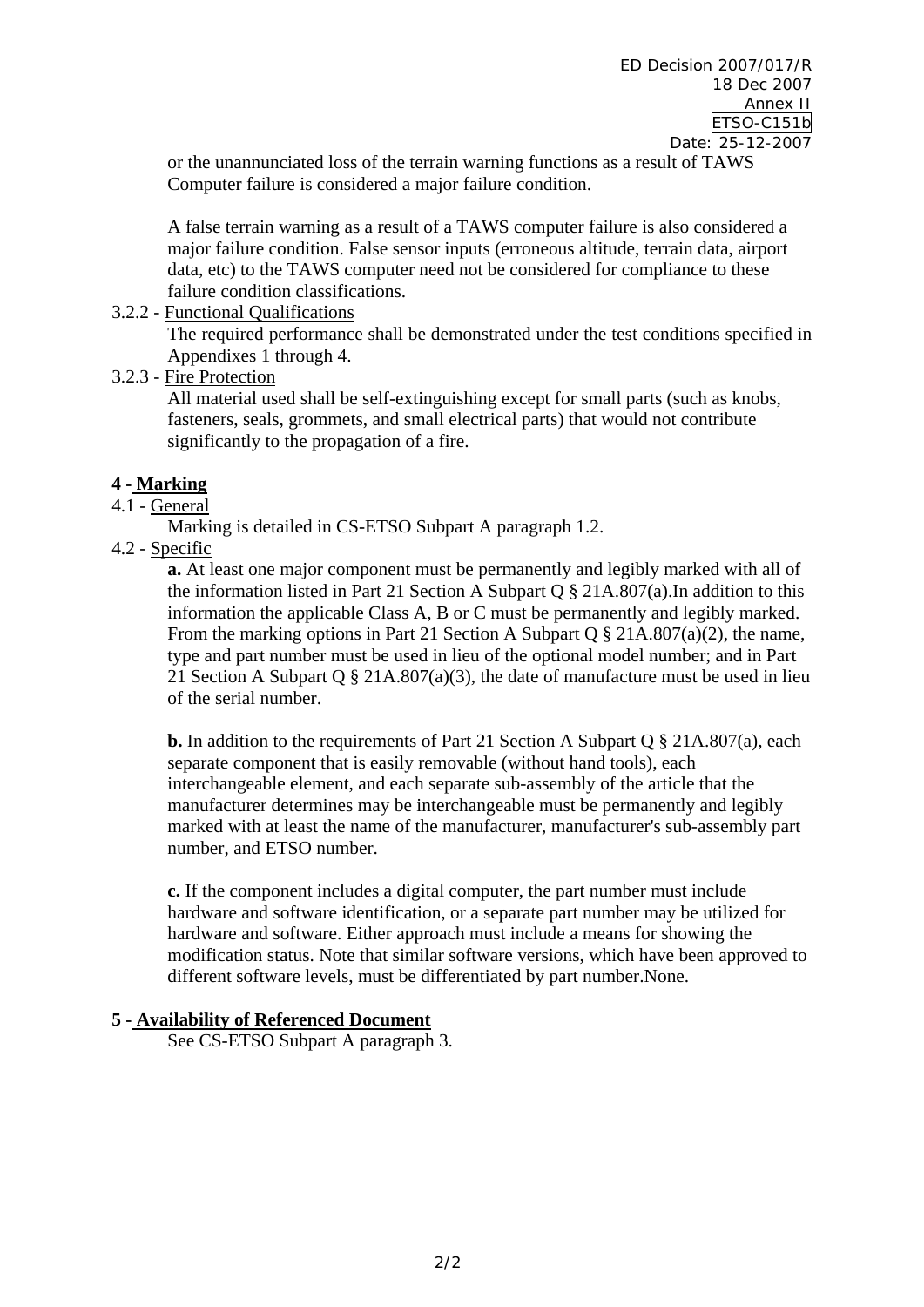or the unannunciated loss of the terrain warning functions as a result of TAWS Computer failure is considered a major failure condition.

A false terrain warning as a result of a TAWS computer failure is also considered a major failure condition. False sensor inputs (erroneous altitude, terrain data, airport data, etc) to the TAWS computer need not be considered for compliance to these failure condition classifications.

3.2.2 - Functional Qualifications

The required performance shall be demonstrated under the test conditions specified in Appendixes 1 through 4.

3.2.3 - Fire Protection

All material used shall be self-extinguishing except for small parts (such as knobs, fasteners, seals, grommets, and small electrical parts) that would not contribute significantly to the propagation of a fire.

## 4 - Marking

4.1 - General

Marking is detailed in CS-ETSO Subpart A paragraph 1.2.

4.2 - Specific

**a.** At least one major component must be permanently and legibly marked with all of the information listed in Part 21 Section A Subpart Q § 21A.807(a).In addition to this information the applicable Class A, B or C must be permanently and legibly marked. From the marking options in Part 21 Section A Subpart Q § 21A.807(a)(2), the name, type and part number must be used in lieu of the optional model number; and in Part 21 Section A Subpart Q § 21A.807(a)(3), the date of manufacture must be used in lieu of the serial number.

**b.** In addition to the requirements of Part 21 Section A Subpart Q § 21A.807(a), each separate component that is easily removable (without hand tools), each interchangeable element, and each separate sub-assembly of the article that the manufacturer determines may be interchangeable must be permanently and legibly marked with at least the name of the manufacturer, manufacturer's sub-assembly part number, and ETSO number.

**c.** If the component includes a digital computer, the part number must include hardware and software identification, or a separate part number may be utilized for hardware and software. Either approach must include a means for showing the modification status. Note that similar software versions, which have been approved to different software levels, must be differentiated by part number.None.

## 5 - Availability of Referenced Document

See CS-ETSO Subpart A paragraph 3.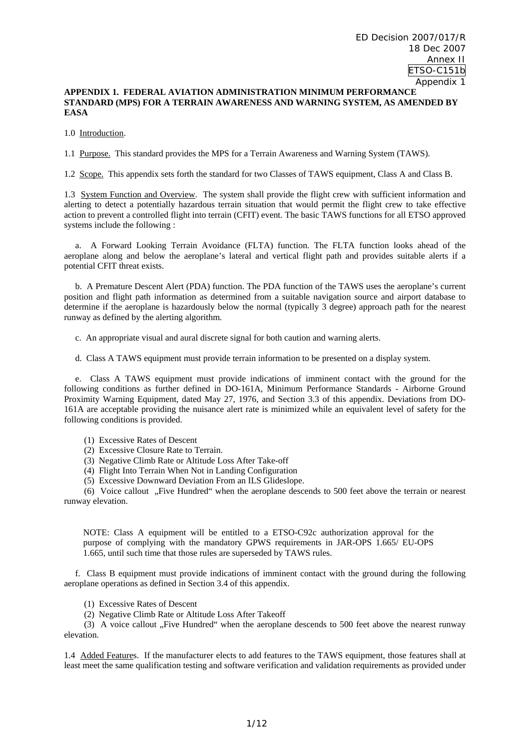**APPENDIX 1. FEDERAL AVIATION ADMINISTRATION MINIMUM PERFORMANCE STANDARD (MPS) FOR A TERRAIN AWARENESS AND WARNING SYSTEM, AS AMENDED BY EASA**

1.0 Introduction.

1.1 Purpose. This standard provides the MPS for a Terrain Awareness and Warning System (TAWS).

1.2 Scope. This appendix sets forth the standard for two Classes of TAWS equipment, Class A and Class B.

1.3 System Function and Overview. The system shall provide the flight crew with sufficient information and alerting to detect a potentially hazardous terrain situation that would permit the flight crew to take effective action to prevent a controlled flight into terrain (CFIT) event. The basic TAWS functions for all ETSO approved systems include the following :

a. A Forward Looking Terrain Avoidance (FLTA) function. The FLTA function looks ahead of the aeroplane along and below the aeroplane's lateral and vertical flight path and provides suitable alerts if a potential CFIT threat exists.

b. A Premature Descent Alert (PDA) function. The PDA function of the TAWS uses the aeroplane's current position and flight path information as determined from a suitable navigation source and airport database to determine if the aeroplane is hazardously below the normal (typically 3 degree) approach path for the nearest runway as defined by the alerting algorithm.

c. An appropriate visual and aural discrete signal for both caution and warning alerts.

d. Class A TAWS equipment must provide terrain information to be presented on a display system.

e. Class A TAWS equipment must provide indications of imminent contact with the ground for the following conditions as further defined in DO-161A, Minimum Performance Standards - Airborne Ground Proximity Warning Equipment, dated May 27, 1976, and Section 3.3 of this appendix. Deviations from DO-161A are acceptable providing the nuisance alert rate is minimized while an equivalent level of safety for the following conditions is provided.

(1) Excessive Rates of Descent
(2) Excessive Closure Rate to Terrain.
(3) Negative Climb Rate or Altitude Loss After Take-off
(4) Flight Into Terrain When Not in Landing Configuration
(5) Excessive Downward Deviation From an ILS Glideslope.
(6) Voice callout „Five Hundred“ when the aeroplane descends to 500 feet above the terrain or nearest runway elevation.

NOTE: Class A equipment will be entitled to a ETSO-C92c authorization approval for the purpose of complying with the mandatory GPWS requirements in JAR-OPS 1.665/ EU-OPS 1.665, until such time that those rules are superseded by TAWS rules.

f. Class B equipment must provide indications of imminent contact with the ground during the following aeroplane operations as defined in Section 3.4 of this appendix.

(1) Excessive Rates of Descent
(2) Negative Climb Rate or Altitude Loss After Takeoff
(3) A voice callout „Five Hundred“ when the aeroplane descends to 500 feet above the nearest runway elevation.

1.4 Added Features. If the manufacturer elects to add features to the TAWS equipment, those features shall at least meet the same qualification testing and software verification and validation requirements as provided under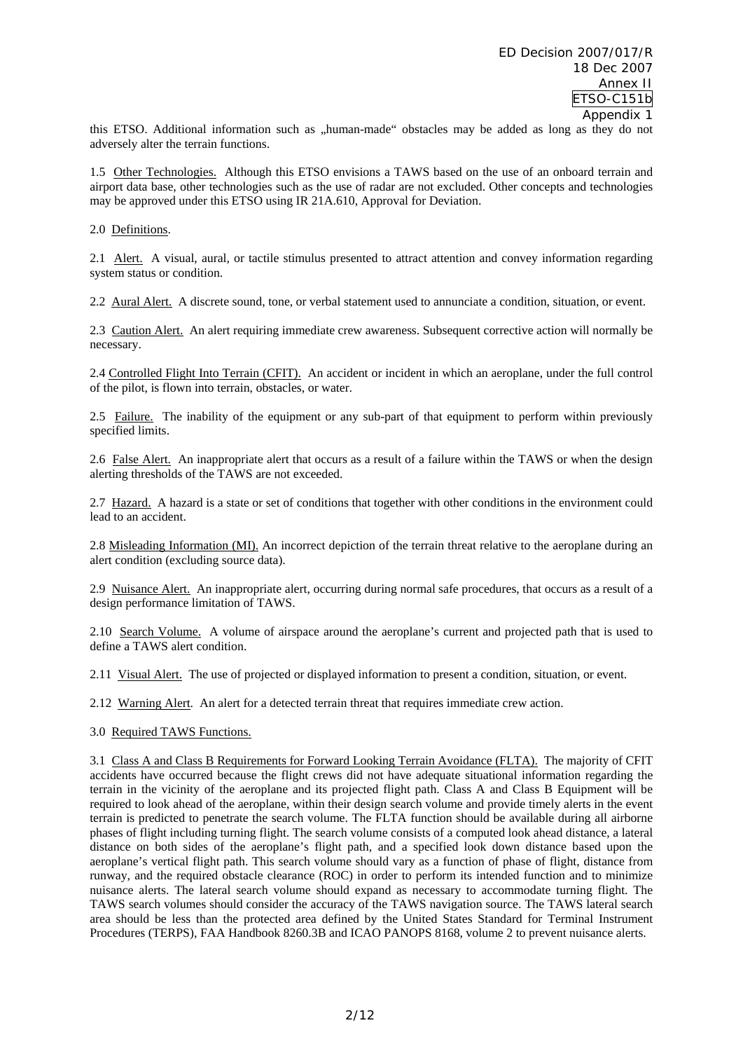this ETSO. Additional information such as „human-made" obstacles may be added as long as they do not adversely alter the terrain functions.

1.5 Other Technologies. Although this ETSO envisions a TAWS based on the use of an onboard terrain and airport data base, other technologies such as the use of radar are not excluded. Other concepts and technologies may be approved under this ETSO using IR 21A.610, Approval for Deviation.

2.0 Definitions.

2.1 Alert. A visual, aural, or tactile stimulus presented to attract attention and convey information regarding system status or condition.

2.2 Aural Alert. A discrete sound, tone, or verbal statement used to annunciate a condition, situation, or event.

2.3 Caution Alert. An alert requiring immediate crew awareness. Subsequent corrective action will normally be necessary.

2.4 Controlled Flight Into Terrain (CFIT). An accident or incident in which an aeroplane, under the full control of the pilot, is flown into terrain, obstacles, or water.

2.5 Failure. The inability of the equipment or any sub-part of that equipment to perform within previously specified limits.

2.6 False Alert. An inappropriate alert that occurs as a result of a failure within the TAWS or when the design alerting thresholds of the TAWS are not exceeded.

2.7 Hazard. A hazard is a state or set of conditions that together with other conditions in the environment could lead to an accident.

2.8 Misleading Information (MI). An incorrect depiction of the terrain threat relative to the aeroplane during an alert condition (excluding source data).

2.9 Nuisance Alert. An inappropriate alert, occurring during normal safe procedures, that occurs as a result of a design performance limitation of TAWS.

2.10 Search Volume. A volume of airspace around the aeroplane's current and projected path that is used to define a TAWS alert condition.

2.11 Visual Alert. The use of projected or displayed information to present a condition, situation, or event.

2.12 Warning Alert. An alert for a detected terrain threat that requires immediate crew action.

3.0 Required TAWS Functions.

3.1 Class A and Class B Requirements for Forward Looking Terrain Avoidance (FLTA). The majority of CFIT accidents have occurred because the flight crews did not have adequate situational information regarding the terrain in the vicinity of the aeroplane and its projected flight path. Class A and Class B Equipment will be required to look ahead of the aeroplane, within their design search volume and provide timely alerts in the event terrain is predicted to penetrate the search volume. The FLTA function should be available during all airborne phases of flight including turning flight. The search volume consists of a computed look ahead distance, a lateral distance on both sides of the aeroplane's flight path, and a specified look down distance based upon the aeroplane's vertical flight path. This search volume should vary as a function of phase of flight, distance from runway, and the required obstacle clearance (ROC) in order to perform its intended function and to minimize nuisance alerts. The lateral search volume should expand as necessary to accommodate turning flight. The TAWS search volumes should consider the accuracy of the TAWS navigation source. The TAWS lateral search area should be less than the protected area defined by the United States Standard for Terminal Instrument Procedures (TERPS), FAA Handbook 8260.3B and ICAO PANOPS 8168, volume 2 to prevent nuisance alerts.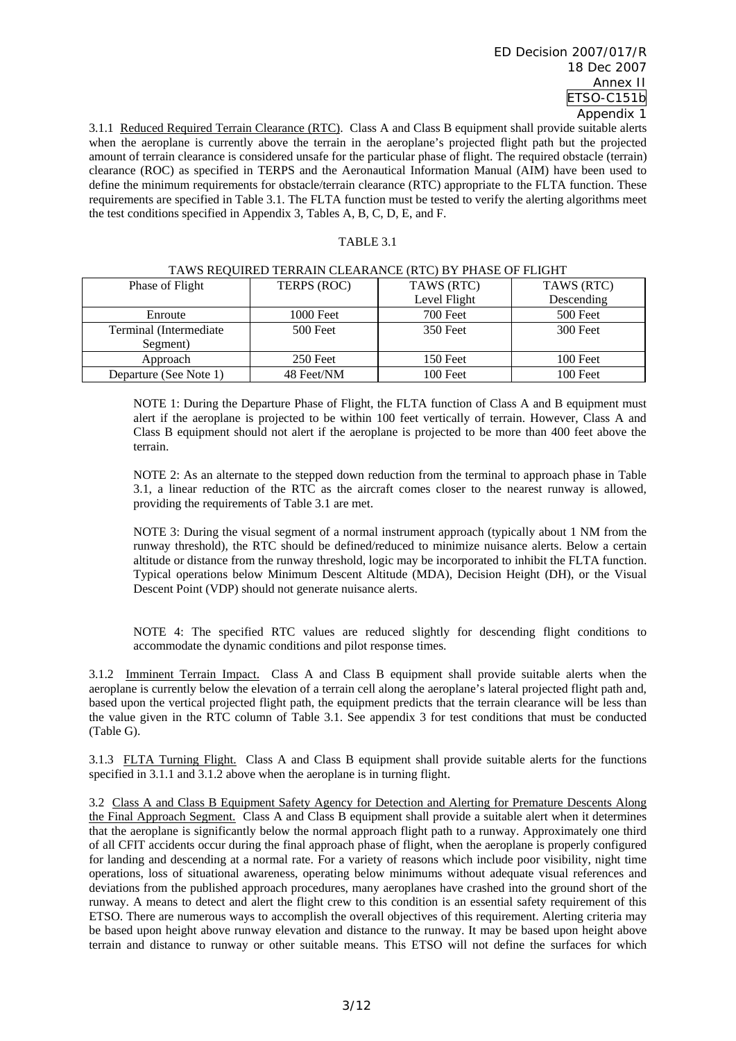3.1.1 Reduced Required Terrain Clearance (RTC). Class A and Class B equipment shall provide suitable alerts when the aeroplane is currently above the terrain in the aeroplane's projected flight path but the projected amount of terrain clearance is considered unsafe for the particular phase of flight. The required obstacle (terrain) clearance (ROC) as specified in TERPS and the Aeronautical Information Manual (AIM) have been used to define the minimum requirements for obstacle/terrain clearance (RTC) appropriate to the FLTA function. These requirements are specified in Table 3.1. The FLTA function must be tested to verify the alerting algorithms meet the test conditions specified in Appendix 3, Tables A, B, C, D, E, and F.

TABLE 3.1

TAWS REQUIRED TERRAIN CLEARANCE (RTC) BY PHASE OF FLIGHT

| Phase of Flight | TERPS (ROC) | TAWS (RTC) Level Flight | TAWS (RTC) Descending |
|---|---|---|---|
| Enroute | 1000 Feet | 700 Feet | 500 Feet |
| Terminal (Intermediate Segment) | 500 Feet | 350 Feet | 300 Feet |
| Approach | 250 Feet | 150 Feet | 100 Feet |
| Departure (See Note 1) | 48 Feet/NM | 100 Feet | 100 Feet |

NOTE 1: During the Departure Phase of Flight, the FLTA function of Class A and B equipment must alert if the aeroplane is projected to be within 100 feet vertically of terrain. However, Class A and Class B equipment should not alert if the aeroplane is projected to be more than 400 feet above the terrain.

NOTE 2: As an alternate to the stepped down reduction from the terminal to approach phase in Table 3.1, a linear reduction of the RTC as the aircraft comes closer to the nearest runway is allowed, providing the requirements of Table 3.1 are met.

NOTE 3: During the visual segment of a normal instrument approach (typically about 1 NM from the runway threshold), the RTC should be defined/reduced to minimize nuisance alerts. Below a certain altitude or distance from the runway threshold, logic may be incorporated to inhibit the FLTA function. Typical operations below Minimum Descent Altitude (MDA), Decision Height (DH), or the Visual Descent Point (VDP) should not generate nuisance alerts.

NOTE 4: The specified RTC values are reduced slightly for descending flight conditions to accommodate the dynamic conditions and pilot response times.

3.1.2 Imminent Terrain Impact. Class A and Class B equipment shall provide suitable alerts when the aeroplane is currently below the elevation of a terrain cell along the aeroplane's lateral projected flight path and, based upon the vertical projected flight path, the equipment predicts that the terrain clearance will be less than the value given in the RTC column of Table 3.1. See appendix 3 for test conditions that must be conducted (Table G).

3.1.3 FLTA Turning Flight. Class A and Class B equipment shall provide suitable alerts for the functions specified in 3.1.1 and 3.1.2 above when the aeroplane is in turning flight.

3.2 Class A and Class B Equipment Safety Agency for Detection and Alerting for Premature Descents Along the Final Approach Segment. Class A and Class B equipment shall provide a suitable alert when it determines that the aeroplane is significantly below the normal approach flight path to a runway. Approximately one third of all CFIT accidents occur during the final approach phase of flight, when the aeroplane is properly configured for landing and descending at a normal rate. For a variety of reasons which include poor visibility, night time operations, loss of situational awareness, operating below minimums without adequate visual references and deviations from the published approach procedures, many aeroplanes have crashed into the ground short of the runway. A means to detect and alert the flight crew to this condition is an essential safety requirement of this ETSO. There are numerous ways to accomplish the overall objectives of this requirement. Alerting criteria may be based upon height above runway elevation and distance to the runway. It may be based upon height above terrain and distance to runway or other suitable means. This ETSO will not define the surfaces for which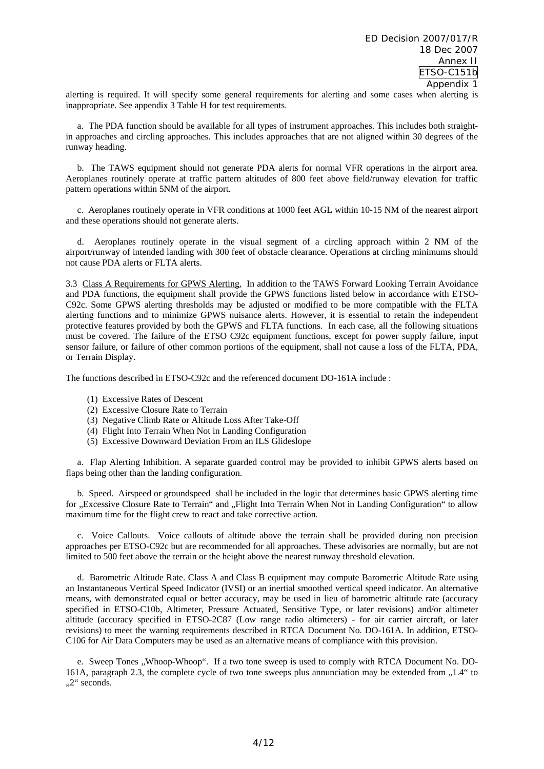alerting is required. It will specify some general requirements for alerting and some cases when alerting is inappropriate. See appendix 3 Table H for test requirements.

a. The PDA function should be available for all types of instrument approaches. This includes both straight-in approaches and circling approaches. This includes approaches that are not aligned within 30 degrees of the runway heading.

b. The TAWS equipment should not generate PDA alerts for normal VFR operations in the airport area. Aeroplanes routinely operate at traffic pattern altitudes of 800 feet above field/runway elevation for traffic pattern operations within 5NM of the airport.

c. Aeroplanes routinely operate in VFR conditions at 1000 feet AGL within 10-15 NM of the nearest airport and these operations should not generate alerts.

d. Aeroplanes routinely operate in the visual segment of a circling approach within 2 NM of the airport/runway of intended landing with 300 feet of obstacle clearance. Operations at circling minimums should not cause PDA alerts or FLTA alerts.

3.3 Class A Requirements for GPWS Alerting. In addition to the TAWS Forward Looking Terrain Avoidance and PDA functions, the equipment shall provide the GPWS functions listed below in accordance with ETSO-C92c. Some GPWS alerting thresholds may be adjusted or modified to be more compatible with the FLTA alerting functions and to minimize GPWS nuisance alerts. However, it is essential to retain the independent protective features provided by both the GPWS and FLTA functions. In each case, all the following situations must be covered. The failure of the ETSO C92c equipment functions, except for power supply failure, input sensor failure, or failure of other common portions of the equipment, shall not cause a loss of the FLTA, PDA, or Terrain Display.

The functions described in ETSO-C92c and the referenced document DO-161A include :

(1) Excessive Rates of Descent
(2) Excessive Closure Rate to Terrain
(3) Negative Climb Rate or Altitude Loss After Take-Off
(4) Flight Into Terrain When Not in Landing Configuration
(5) Excessive Downward Deviation From an ILS Glideslope

a. Flap Alerting Inhibition. A separate guarded control may be provided to inhibit GPWS alerts based on flaps being other than the landing configuration.

b. Speed. Airspeed or groundspeed shall be included in the logic that determines basic GPWS alerting time for „Excessive Closure Rate to Terrain" and „Flight Into Terrain When Not in Landing Configuration" to allow maximum time for the flight crew to react and take corrective action.

c. Voice Callouts. Voice callouts of altitude above the terrain shall be provided during non precision approaches per ETSO-C92c but are recommended for all approaches. These advisories are normally, but are not limited to 500 feet above the terrain or the height above the nearest runway threshold elevation.

d. Barometric Altitude Rate. Class A and Class B equipment may compute Barometric Altitude Rate using an Instantaneous Vertical Speed Indicator (IVSI) or an inertial smoothed vertical speed indicator. An alternative means, with demonstrated equal or better accuracy, may be used in lieu of barometric altitude rate (accuracy specified in ETSO-C10b, Altimeter, Pressure Actuated, Sensitive Type, or later revisions) and/or altimeter altitude (accuracy specified in ETSO-2C87 (Low range radio altimeters) - for air carrier aircraft, or later revisions) to meet the warning requirements described in RTCA Document No. DO-161A. In addition, ETSO-C106 for Air Data Computers may be used as an alternative means of compliance with this provision.

e. Sweep Tones „Whoop-Whoop". If a two tone sweep is used to comply with RTCA Document No. DO-161A, paragraph 2.3, the complete cycle of two tone sweeps plus annunciation may be extended from „1.4" to „2" seconds.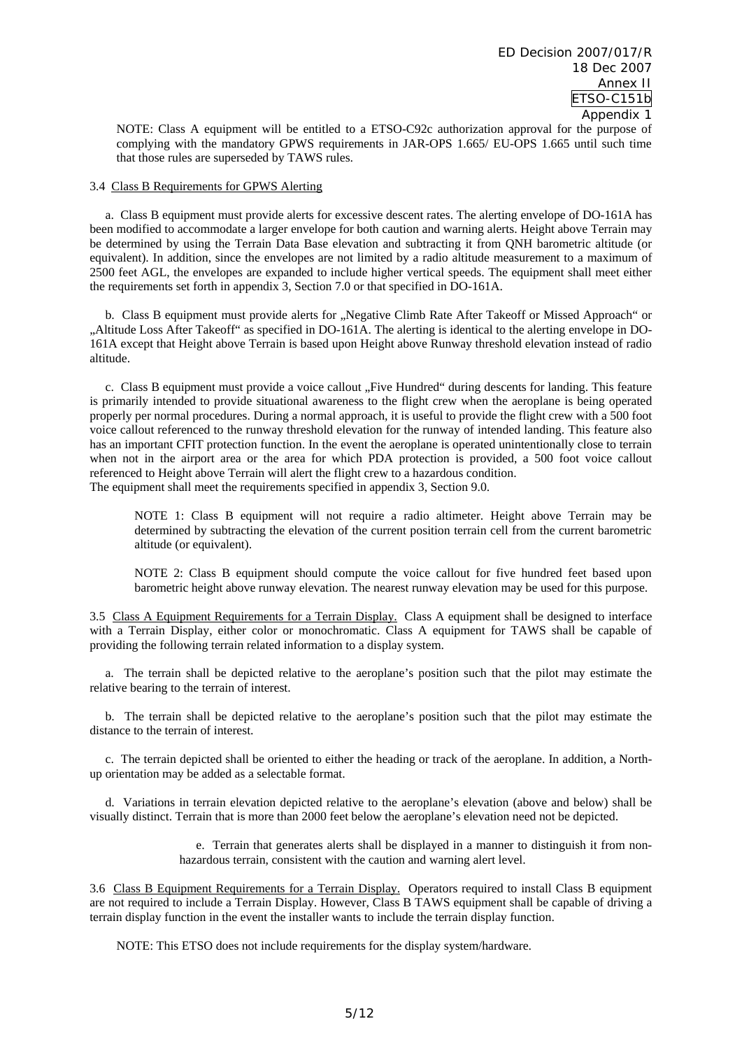NOTE: Class A equipment will be entitled to a ETSO-C92c authorization approval for the purpose of complying with the mandatory GPWS requirements in JAR-OPS 1.665/ EU-OPS 1.665 until such time that those rules are superseded by TAWS rules.

3.4 Class B Requirements for GPWS Alerting

a. Class B equipment must provide alerts for excessive descent rates. The alerting envelope of DO-161A has been modified to accommodate a larger envelope for both caution and warning alerts. Height above Terrain may be determined by using the Terrain Data Base elevation and subtracting it from QNH barometric altitude (or equivalent). In addition, since the envelopes are not limited by a radio altitude measurement to a maximum of 2500 feet AGL, the envelopes are expanded to include higher vertical speeds. The equipment shall meet either the requirements set forth in appendix 3, Section 7.0 or that specified in DO-161A.

b. Class B equipment must provide alerts for „Negative Climb Rate After Takeoff or Missed Approach“ or „Altitude Loss After Takeoff“ as specified in DO-161A. The alerting is identical to the alerting envelope in DO-161A except that Height above Terrain is based upon Height above Runway threshold elevation instead of radio altitude.

c. Class B equipment must provide a voice callout „Five Hundred“ during descents for landing. This feature is primarily intended to provide situational awareness to the flight crew when the aeroplane is being operated properly per normal procedures. During a normal approach, it is useful to provide the flight crew with a 500 foot voice callout referenced to the runway threshold elevation for the runway of intended landing. This feature also has an important CFIT protection function. In the event the aeroplane is operated unintentionally close to terrain when not in the airport area or the area for which PDA protection is provided, a 500 foot voice callout referenced to Height above Terrain will alert the flight crew to a hazardous condition.
The equipment shall meet the requirements specified in appendix 3, Section 9.0.

NOTE 1: Class B equipment will not require a radio altimeter. Height above Terrain may be determined by subtracting the elevation of the current position terrain cell from the current barometric altitude (or equivalent).

NOTE 2: Class B equipment should compute the voice callout for five hundred feet based upon barometric height above runway elevation. The nearest runway elevation may be used for this purpose.

3.5 Class A Equipment Requirements for a Terrain Display. Class A equipment shall be designed to interface with a Terrain Display, either color or monochromatic. Class A equipment for TAWS shall be capable of providing the following terrain related information to a display system.

a. The terrain shall be depicted relative to the aeroplane's position such that the pilot may estimate the relative bearing to the terrain of interest.

b. The terrain shall be depicted relative to the aeroplane's position such that the pilot may estimate the distance to the terrain of interest.

c. The terrain depicted shall be oriented to either the heading or track of the aeroplane. In addition, a North-up orientation may be added as a selectable format.

d. Variations in terrain elevation depicted relative to the aeroplane's elevation (above and below) shall be visually distinct. Terrain that is more than 2000 feet below the aeroplane's elevation need not be depicted.

e. Terrain that generates alerts shall be displayed in a manner to distinguish it from non-hazardous terrain, consistent with the caution and warning alert level.

3.6 Class B Equipment Requirements for a Terrain Display. Operators required to install Class B equipment are not required to include a Terrain Display. However, Class B TAWS equipment shall be capable of driving a terrain display function in the event the installer wants to include the terrain display function.

NOTE: This ETSO does not include requirements for the display system/hardware.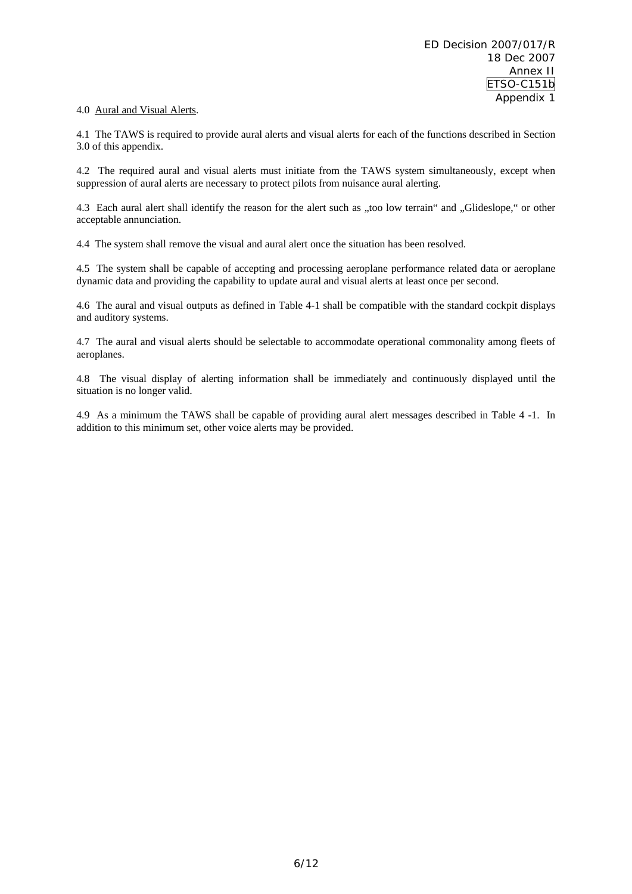4.0 Aural and Visual Alerts.

4.1 The TAWS is required to provide aural alerts and visual alerts for each of the functions described in Section 3.0 of this appendix.

4.2 The required aural and visual alerts must initiate from the TAWS system simultaneously, except when suppression of aural alerts are necessary to protect pilots from nuisance aural alerting.

4.3 Each aural alert shall identify the reason for the alert such as „too low terrain" and „Glideslope," or other acceptable annunciation.

4.4 The system shall remove the visual and aural alert once the situation has been resolved.

4.5 The system shall be capable of accepting and processing aeroplane performance related data or aeroplane dynamic data and providing the capability to update aural and visual alerts at least once per second.

4.6 The aural and visual outputs as defined in Table 4-1 shall be compatible with the standard cockpit displays and auditory systems.

4.7 The aural and visual alerts should be selectable to accommodate operational commonality among fleets of aeroplanes.

4.8 The visual display of alerting information shall be immediately and continuously displayed until the situation is no longer valid.

4.9 As a minimum the TAWS shall be capable of providing aural alert messages described in Table 4 -1. In addition to this minimum set, other voice alerts may be provided.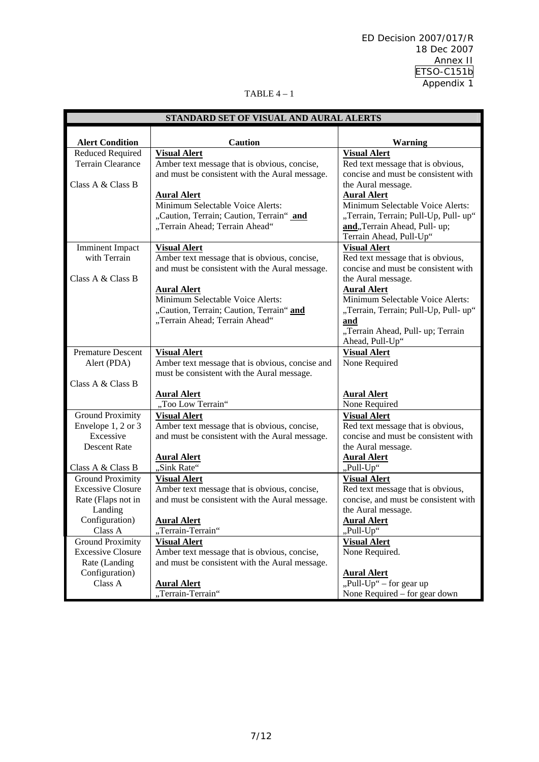TABLE 4 – 1

| STANDARD SET OF VISUAL AND AURAL ALERTS | | |
|---|---|---|
| **Alert Condition** | **Caution** | **Warning** |
| Reduced Required Terrain Clearance<br><br>Class A & Class B | **Visual Alert**<br>Amber text message that is obvious, concise, and must be consistent with the Aural message.<br><br>**Aural Alert**<br>Minimum Selectable Voice Alerts:<br>„Caution, Terrain; Caution, Terrain" **and** „Terrain Ahead; Terrain Ahead" | **Visual Alert**<br>Red text message that is obvious, concise and must be consistent with the Aural message.<br>**Aural Alert**<br>Minimum Selectable Voice Alerts:<br>„Terrain, Terrain; Pull-Up, Pull- up" **and**„Terrain Ahead, Pull- up; Terrain Ahead, Pull-Up" |
| Imminent Impact with Terrain<br><br>Class A & Class B | **Visual Alert**<br>Amber text message that is obvious, concise, and must be consistent with the Aural message.<br><br>**Aural Alert**<br>Minimum Selectable Voice Alerts:<br>„Caution, Terrain; Caution, Terrain" **and** „Terrain Ahead; Terrain Ahead" | **Visual Alert**<br>Red text message that is obvious, concise and must be consistent with the Aural message.<br>**Aural Alert**<br>Minimum Selectable Voice Alerts:<br>„Terrain, Terrain; Pull-Up, Pull- up" **and**<br>„Terrain Ahead, Pull- up; Terrain Ahead, Pull-Up" |
| Premature Descent Alert (PDA)<br><br>Class A & Class B | **Visual Alert**<br>Amber text message that is obvious, concise and must be consistent with the Aural message.<br><br>**Aural Alert**<br>„Too Low Terrain" | **Visual Alert**<br>None Required<br><br>**Aural Alert**<br>None Required |
| Ground Proximity Envelope 1, 2 or 3 Excessive Descent Rate<br><br>Class A & Class B | **Visual Alert**<br>Amber text message that is obvious, concise, and must be consistent with the Aural message.<br><br>**Aural Alert**<br>„Sink Rate" | **Visual Alert**<br>Red text message that is obvious, concise and must be consistent with the Aural message.<br>**Aural Alert**<br>„Pull-Up" |
| Ground Proximity Excessive Closure Rate (Flaps not in Landing Configuration) Class A | **Visual Alert**<br>Amber text message that is obvious, concise, and must be consistent with the Aural message.<br><br>**Aural Alert**<br>„Terrain-Terrain" | **Visual Alert**<br>Red text message that is obvious, concise, and must be consistent with the Aural message.<br>**Aural Alert**<br>„Pull-Up" |
| Ground Proximity Excessive Closure Rate (Landing Configuration) Class A | **Visual Alert**<br>Amber text message that is obvious, concise, and must be consistent with the Aural message.<br><br>**Aural Alert**<br>„Terrain-Terrain" | **Visual Alert**<br>None Required.<br><br>**Aural Alert**<br>„Pull-Up" – for gear up<br>None Required – for gear down |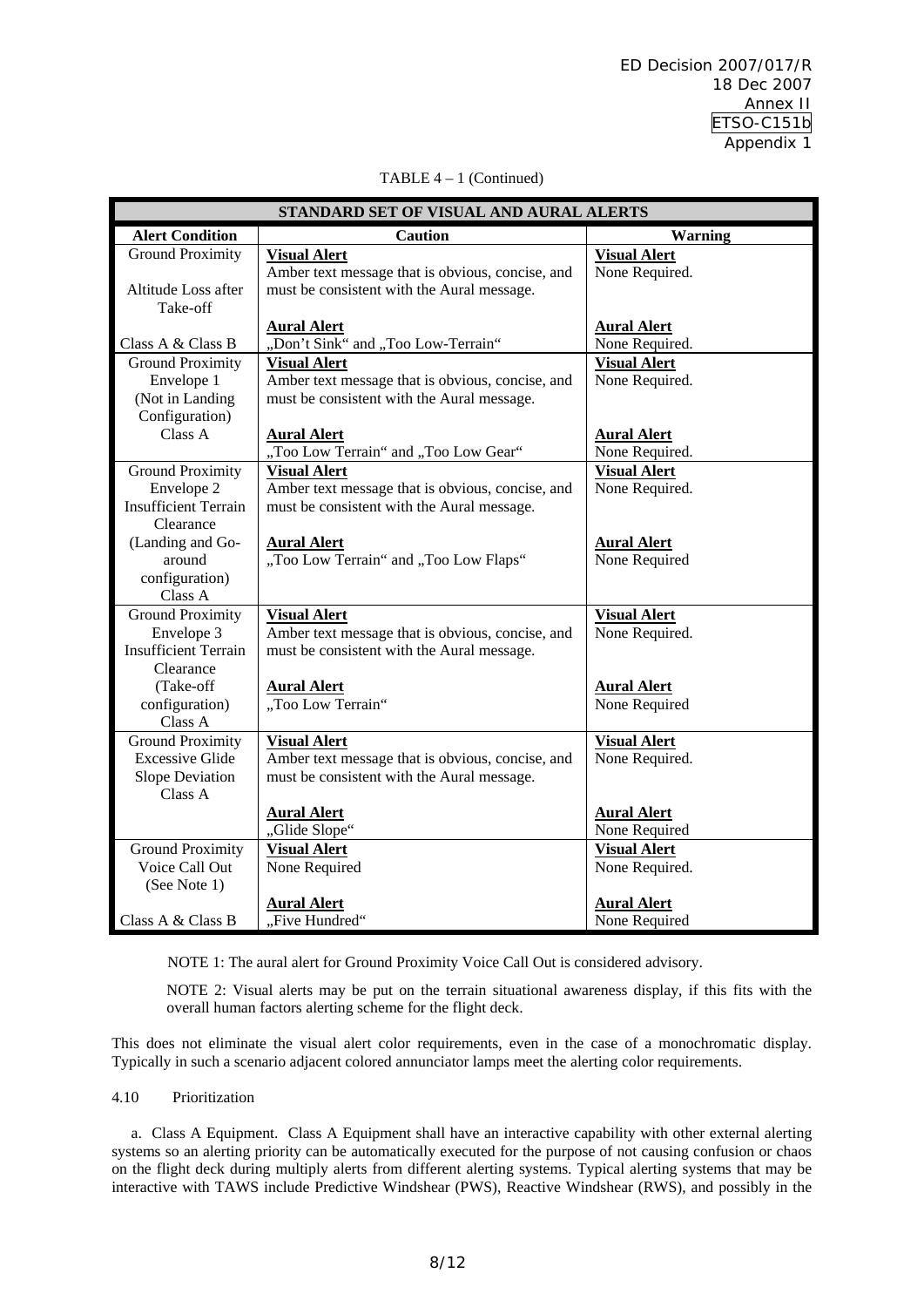TABLE 4 – 1 (Continued)

| STANDARD SET OF VISUAL AND AURAL ALERTS | | |
|---|---|---|
| **Alert Condition** | **Caution** | **Warning** |
| Ground Proximity<br><br>Altitude Loss after Take-off<br><br>Class A & Class B | **Visual Alert**<br>Amber text message that is obvious, concise, and must be consistent with the Aural message.<br><br>**Aural Alert**<br>„Don't Sink" and „Too Low-Terrain" | **Visual Alert**<br>None Required.<br><br>**Aural Alert**<br>None Required. |
| Ground Proximity<br>Envelope 1<br>(Not in Landing Configuration)<br>Class A | **Visual Alert**<br>Amber text message that is obvious, concise, and must be consistent with the Aural message.<br><br>**Aural Alert**<br>„Too Low Terrain" and „Too Low Gear" | **Visual Alert**<br>None Required.<br><br>**Aural Alert**<br>None Required. |
| Ground Proximity<br>Envelope 2<br>Insufficient Terrain Clearance<br>(Landing and Go-around configuration)<br>Class A | **Visual Alert**<br>Amber text message that is obvious, concise, and must be consistent with the Aural message.<br><br>**Aural Alert**<br>„Too Low Terrain" and „Too Low Flaps" | **Visual Alert**<br>None Required.<br><br>**Aural Alert**<br>None Required |
| Ground Proximity<br>Envelope 3<br>Insufficient Terrain Clearance<br>(Take-off configuration)<br>Class A | **Visual Alert**<br>Amber text message that is obvious, concise, and must be consistent with the Aural message.<br><br>**Aural Alert**<br>„Too Low Terrain" | **Visual Alert**<br>None Required.<br><br>**Aural Alert**<br>None Required |
| Ground Proximity<br>Excessive Glide Slope Deviation<br>Class A | **Visual Alert**<br>Amber text message that is obvious, concise, and must be consistent with the Aural message.<br><br>**Aural Alert**<br>„Glide Slope" | **Visual Alert**<br>None Required.<br><br>**Aural Alert**<br>None Required |
| Ground Proximity<br>Voice Call Out<br>(See Note 1)<br><br>Class A & Class B | **Visual Alert**<br>None Required<br><br>**Aural Alert**<br>„Five Hundred" | **Visual Alert**<br>None Required.<br><br>**Aural Alert**<br>None Required |

NOTE 1: The aural alert for Ground Proximity Voice Call Out is considered advisory.

NOTE 2: Visual alerts may be put on the terrain situational awareness display, if this fits with the overall human factors alerting scheme for the flight deck.

This does not eliminate the visual alert color requirements, even in the case of a monochromatic display. Typically in such a scenario adjacent colored annunciator lamps meet the alerting color requirements.

4.10 Prioritization

a. Class A Equipment. Class A Equipment shall have an interactive capability with other external alerting systems so an alerting priority can be automatically executed for the purpose of not causing confusion or chaos on the flight deck during multiply alerts from different alerting systems. Typical alerting systems that may be interactive with TAWS include Predictive Windshear (PWS), Reactive Windshear (RWS), and possibly in the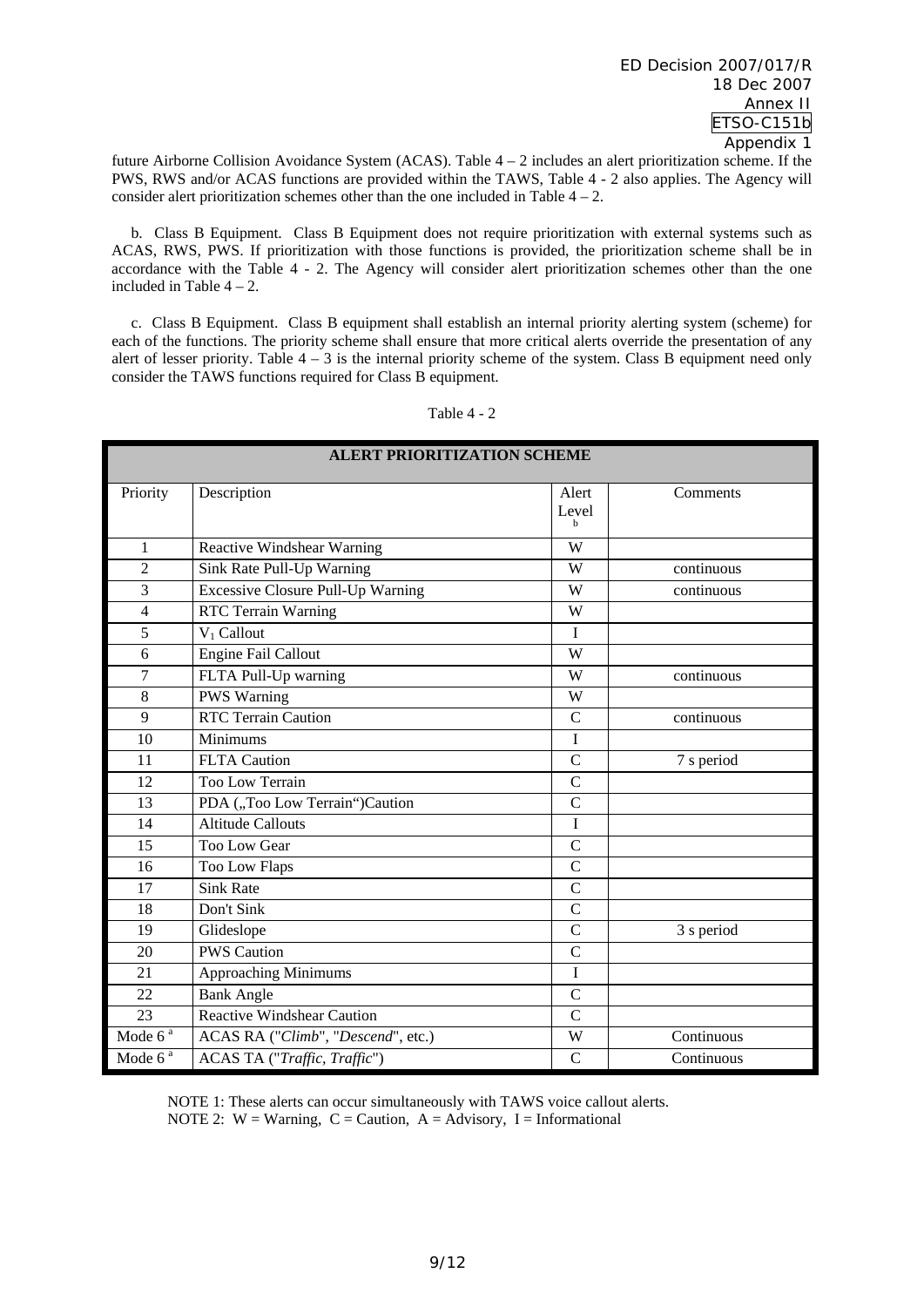future Airborne Collision Avoidance System (ACAS). Table 4 – 2 includes an alert prioritization scheme. If the PWS, RWS and/or ACAS functions are provided within the TAWS, Table 4 - 2 also applies. The Agency will consider alert prioritization schemes other than the one included in Table 4 – 2.

b. Class B Equipment. Class B Equipment does not require prioritization with external systems such as ACAS, RWS, PWS. If prioritization with those functions is provided, the prioritization scheme shall be in accordance with the Table 4 - 2. The Agency will consider alert prioritization schemes other than the one included in Table 4 – 2.

c. Class B Equipment. Class B equipment shall establish an internal priority alerting system (scheme) for each of the functions. The priority scheme shall ensure that more critical alerts override the presentation of any alert of lesser priority. Table 4 – 3 is the internal priority scheme of the system. Class B equipment need only consider the TAWS functions required for Class B equipment.

Table 4 - 2

| ALERT PRIORITIZATION SCHEME | | | |
|---|---|---|---|
| Priority | Description | Alert Level [b] | Comments |
| 1 | Reactive Windshear Warning | W | |
| 2 | Sink Rate Pull-Up Warning | W | continuous |
| 3 | Excessive Closure Pull-Up Warning | W | continuous |
| 4 | RTC Terrain Warning | W | |
| 5 | $V_1$ Callout | I | |
| 6 | Engine Fail Callout | W | |
| 7 | FLTA Pull-Up warning | W | continuous |
| 8 | PWS Warning | W | |
| 9 | RTC Terrain Caution | C | continuous |
| 10 | Minimums | I | |
| 11 | FLTA Caution | C | 7 s period |
| 12 | Too Low Terrain | C | |
| 13 | PDA („Too Low Terrain")Caution | C | |
| 14 | Altitude Callouts | I | |
| 15 | Too Low Gear | C | |
| 16 | Too Low Flaps | C | |
| 17 | Sink Rate | C | |
| 18 | Don't Sink | C | |
| 19 | Glideslope | C | 3 s period |
| 20 | PWS Caution | C | |
| 21 | Approaching Minimums | I | |
| 22 | Bank Angle | C | |
| 23 | Reactive Windshear Caution | C | |
| Mode 6 [a] | ACAS RA ("*Climb*", "*Descend*", etc.) | W | Continuous |
| Mode 6 [a] | ACAS TA ("*Traffic, Traffic*") | C | Continuous |

NOTE 1: These alerts can occur simultaneously with TAWS voice callout alerts.
NOTE 2: W = Warning, C = Caution, A = Advisory, I = Informational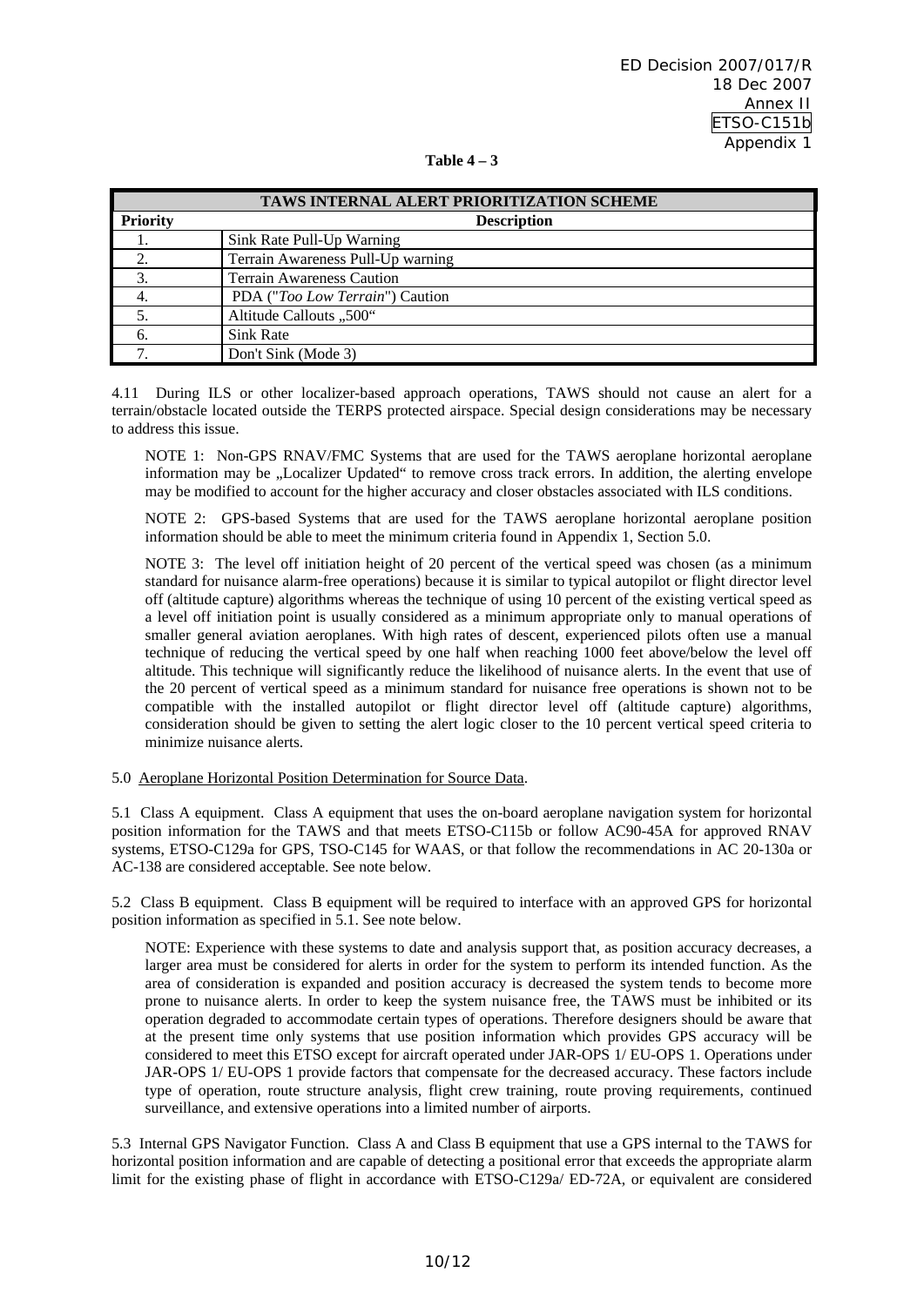**Table 4 – 3**

| TAWS INTERNAL ALERT PRIORITIZATION SCHEME | |
|---|---|
| **Priority** | **Description** |
| 1. | Sink Rate Pull-Up Warning |
| 2. | Terrain Awareness Pull-Up warning |
| 3. | Terrain Awareness Caution |
| 4. | PDA ("*Too Low Terrain*") Caution |
| 5. | Altitude Callouts „500" |
| 6. | Sink Rate |
| 7. | Don't Sink (Mode 3) |

4.11 During ILS or other localizer-based approach operations, TAWS should not cause an alert for a terrain/obstacle located outside the TERPS protected airspace. Special design considerations may be necessary to address this issue.

NOTE 1: Non-GPS RNAV/FMC Systems that are used for the TAWS aeroplane horizontal aeroplane information may be „Localizer Updated" to remove cross track errors. In addition, the alerting envelope may be modified to account for the higher accuracy and closer obstacles associated with ILS conditions.

NOTE 2: GPS-based Systems that are used for the TAWS aeroplane horizontal aeroplane position information should be able to meet the minimum criteria found in Appendix 1, Section 5.0.

NOTE 3: The level off initiation height of 20 percent of the vertical speed was chosen (as a minimum standard for nuisance alarm-free operations) because it is similar to typical autopilot or flight director level off (altitude capture) algorithms whereas the technique of using 10 percent of the existing vertical speed as a level off initiation point is usually considered as a minimum appropriate only to manual operations of smaller general aviation aeroplanes. With high rates of descent, experienced pilots often use a manual technique of reducing the vertical speed by one half when reaching 1000 feet above/below the level off altitude. This technique will significantly reduce the likelihood of nuisance alerts. In the event that use of the 20 percent of vertical speed as a minimum standard for nuisance free operations is shown not to be compatible with the installed autopilot or flight director level off (altitude capture) algorithms, consideration should be given to setting the alert logic closer to the 10 percent vertical speed criteria to minimize nuisance alerts.

5.0 Aeroplane Horizontal Position Determination for Source Data.

5.1 Class A equipment. Class A equipment that uses the on-board aeroplane navigation system for horizontal position information for the TAWS and that meets ETSO-C115b or follow AC90-45A for approved RNAV systems, ETSO-C129a for GPS, TSO-C145 for WAAS, or that follow the recommendations in AC 20-130a or AC-138 are considered acceptable. See note below.

5.2 Class B equipment. Class B equipment will be required to interface with an approved GPS for horizontal position information as specified in 5.1. See note below.

NOTE: Experience with these systems to date and analysis support that, as position accuracy decreases, a larger area must be considered for alerts in order for the system to perform its intended function. As the area of consideration is expanded and position accuracy is decreased the system tends to become more prone to nuisance alerts. In order to keep the system nuisance free, the TAWS must be inhibited or its operation degraded to accommodate certain types of operations. Therefore designers should be aware that at the present time only systems that use position information which provides GPS accuracy will be considered to meet this ETSO except for aircraft operated under JAR-OPS 1/ EU-OPS 1. Operations under JAR-OPS 1/ EU-OPS 1 provide factors that compensate for the decreased accuracy. These factors include type of operation, route structure analysis, flight crew training, route proving requirements, continued surveillance, and extensive operations into a limited number of airports.

5.3 Internal GPS Navigator Function. Class A and Class B equipment that use a GPS internal to the TAWS for horizontal position information and are capable of detecting a positional error that exceeds the appropriate alarm limit for the existing phase of flight in accordance with ETSO-C129a/ ED-72A, or equivalent are considered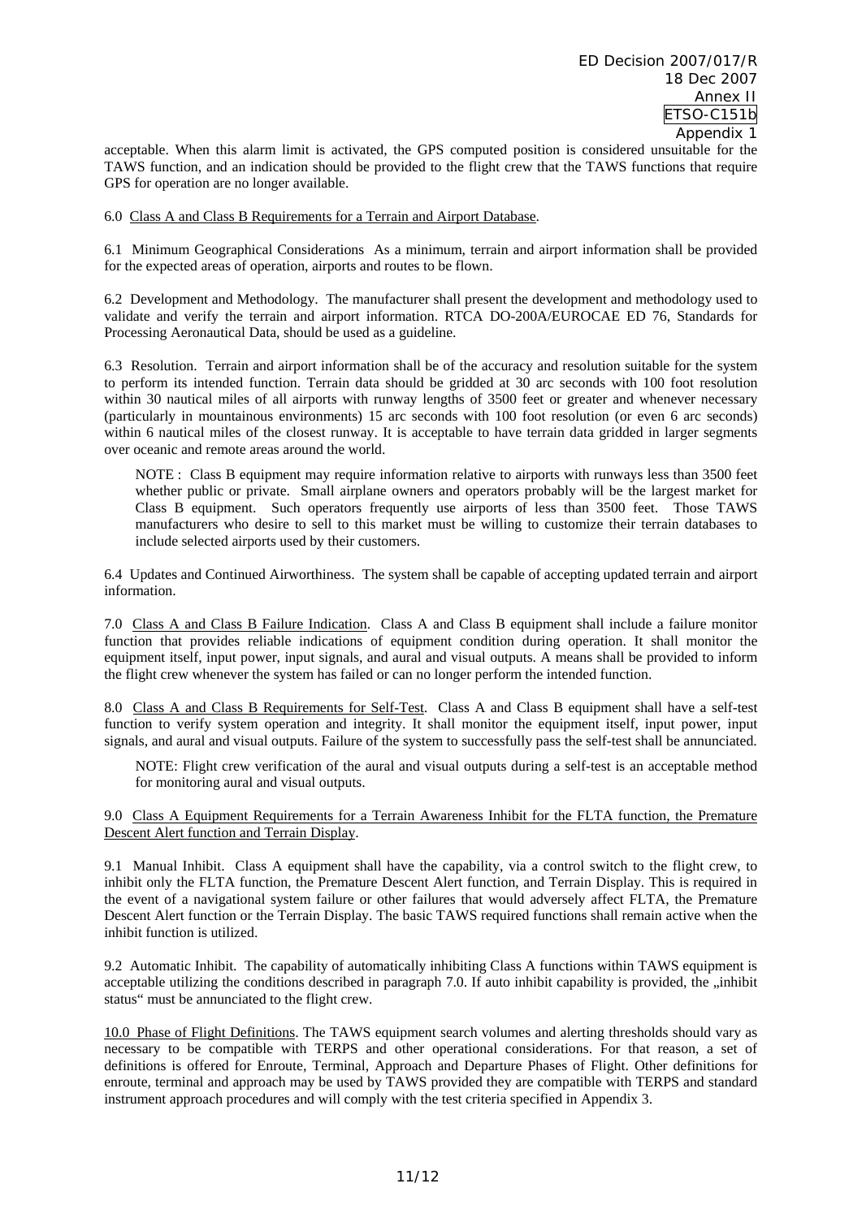acceptable. When this alarm limit is activated, the GPS computed position is considered unsuitable for the TAWS function, and an indication should be provided to the flight crew that the TAWS functions that require GPS for operation are no longer available.

6.0 Class A and Class B Requirements for a Terrain and Airport Database.

6.1 Minimum Geographical Considerations As a minimum, terrain and airport information shall be provided for the expected areas of operation, airports and routes to be flown.

6.2 Development and Methodology. The manufacturer shall present the development and methodology used to validate and verify the terrain and airport information. RTCA DO-200A/EUROCAE ED 76, Standards for Processing Aeronautical Data, should be used as a guideline.

6.3 Resolution. Terrain and airport information shall be of the accuracy and resolution suitable for the system to perform its intended function. Terrain data should be gridded at 30 arc seconds with 100 foot resolution within 30 nautical miles of all airports with runway lengths of 3500 feet or greater and whenever necessary (particularly in mountainous environments) 15 arc seconds with 100 foot resolution (or even 6 arc seconds) within 6 nautical miles of the closest runway. It is acceptable to have terrain data gridded in larger segments over oceanic and remote areas around the world.

> NOTE : Class B equipment may require information relative to airports with runways less than 3500 feet whether public or private. Small airplane owners and operators probably will be the largest market for Class B equipment. Such operators frequently use airports of less than 3500 feet. Those TAWS manufacturers who desire to sell to this market must be willing to customize their terrain databases to include selected airports used by their customers.

6.4 Updates and Continued Airworthiness. The system shall be capable of accepting updated terrain and airport information.

7.0 Class A and Class B Failure Indication. Class A and Class B equipment shall include a failure monitor function that provides reliable indications of equipment condition during operation. It shall monitor the equipment itself, input power, input signals, and aural and visual outputs. A means shall be provided to inform the flight crew whenever the system has failed or can no longer perform the intended function.

8.0 Class A and Class B Requirements for Self-Test. Class A and Class B equipment shall have a self-test function to verify system operation and integrity. It shall monitor the equipment itself, input power, input signals, and aural and visual outputs. Failure of the system to successfully pass the self-test shall be annunciated.

> NOTE: Flight crew verification of the aural and visual outputs during a self-test is an acceptable method for monitoring aural and visual outputs.

9.0 Class A Equipment Requirements for a Terrain Awareness Inhibit for the FLTA function, the Premature Descent Alert function and Terrain Display.

9.1 Manual Inhibit. Class A equipment shall have the capability, via a control switch to the flight crew, to inhibit only the FLTA function, the Premature Descent Alert function, and Terrain Display. This is required in the event of a navigational system failure or other failures that would adversely affect FLTA, the Premature Descent Alert function or the Terrain Display. The basic TAWS required functions shall remain active when the inhibit function is utilized.

9.2 Automatic Inhibit. The capability of automatically inhibiting Class A functions within TAWS equipment is acceptable utilizing the conditions described in paragraph 7.0. If auto inhibit capability is provided, the „inhibit status" must be annunciated to the flight crew.

10.0 Phase of Flight Definitions. The TAWS equipment search volumes and alerting thresholds should vary as necessary to be compatible with TERPS and other operational considerations. For that reason, a set of definitions is offered for Enroute, Terminal, Approach and Departure Phases of Flight. Other definitions for enroute, terminal and approach may be used by TAWS provided they are compatible with TERPS and standard instrument approach procedures and will comply with the test criteria specified in Appendix 3.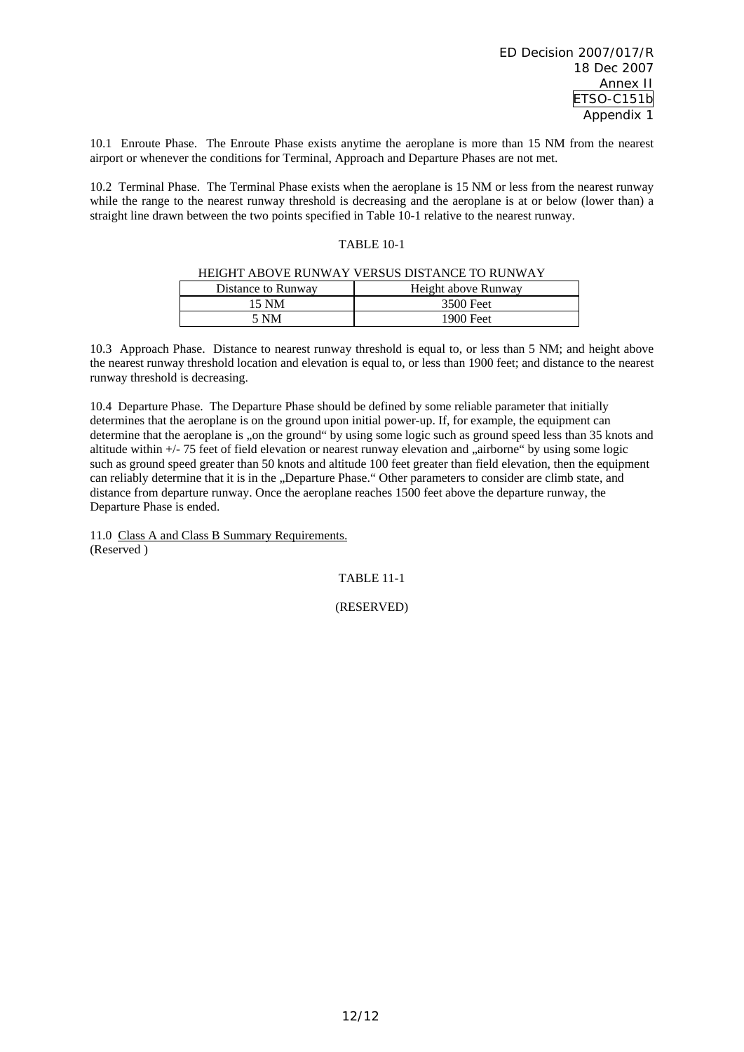10.1 Enroute Phase. The Enroute Phase exists anytime the aeroplane is more than 15 NM from the nearest airport or whenever the conditions for Terminal, Approach and Departure Phases are not met.

10.2 Terminal Phase. The Terminal Phase exists when the aeroplane is 15 NM or less from the nearest runway while the range to the nearest runway threshold is decreasing and the aeroplane is at or below (lower than) a straight line drawn between the two points specified in Table 10-1 relative to the nearest runway.

TABLE 10-1

HEIGHT ABOVE RUNWAY VERSUS DISTANCE TO RUNWAY

| Distance to Runway | Height above Runway |
|---|---|
| 15 NM | 3500 Feet |
| 5 NM | 1900 Feet |

10.3 Approach Phase. Distance to nearest runway threshold is equal to, or less than 5 NM; and height above the nearest runway threshold location and elevation is equal to, or less than 1900 feet; and distance to the nearest runway threshold is decreasing.

10.4 Departure Phase. The Departure Phase should be defined by some reliable parameter that initially determines that the aeroplane is on the ground upon initial power-up. If, for example, the equipment can determine that the aeroplane is „on the ground" by using some logic such as ground speed less than 35 knots and altitude within +/- 75 feet of field elevation or nearest runway elevation and „airborne" by using some logic such as ground speed greater than 50 knots and altitude 100 feet greater than field elevation, then the equipment can reliably determine that it is in the „Departure Phase." Other parameters to consider are climb state, and distance from departure runway. Once the aeroplane reaches 1500 feet above the departure runway, the Departure Phase is ended.

11.0 Class A and Class B Summary Requirements.
(Reserved )

TABLE 11-1

(RESERVED)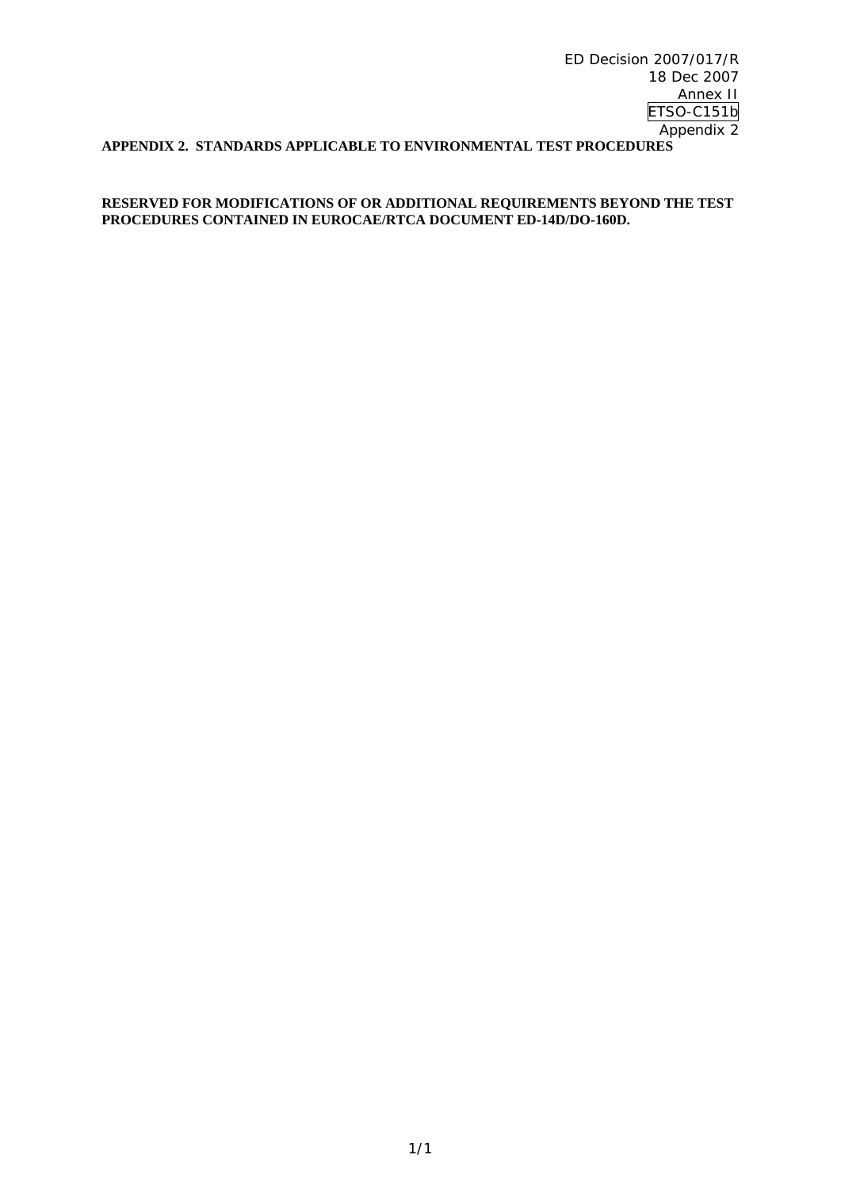ED Decision 2007/017/R
18 Dec 2007
Annex II
ETSO-C151b
Appendix 2

**APPENDIX 2. STANDARDS APPLICABLE TO ENVIRONMENTAL TEST PROCEDURES**

**RESERVED FOR MODIFICATIONS OF OR ADDITIONAL REQUIREMENTS BEYOND THE TEST PROCEDURES CONTAINED IN EUROCAE/RTCA DOCUMENT ED-14D/DO-160D.**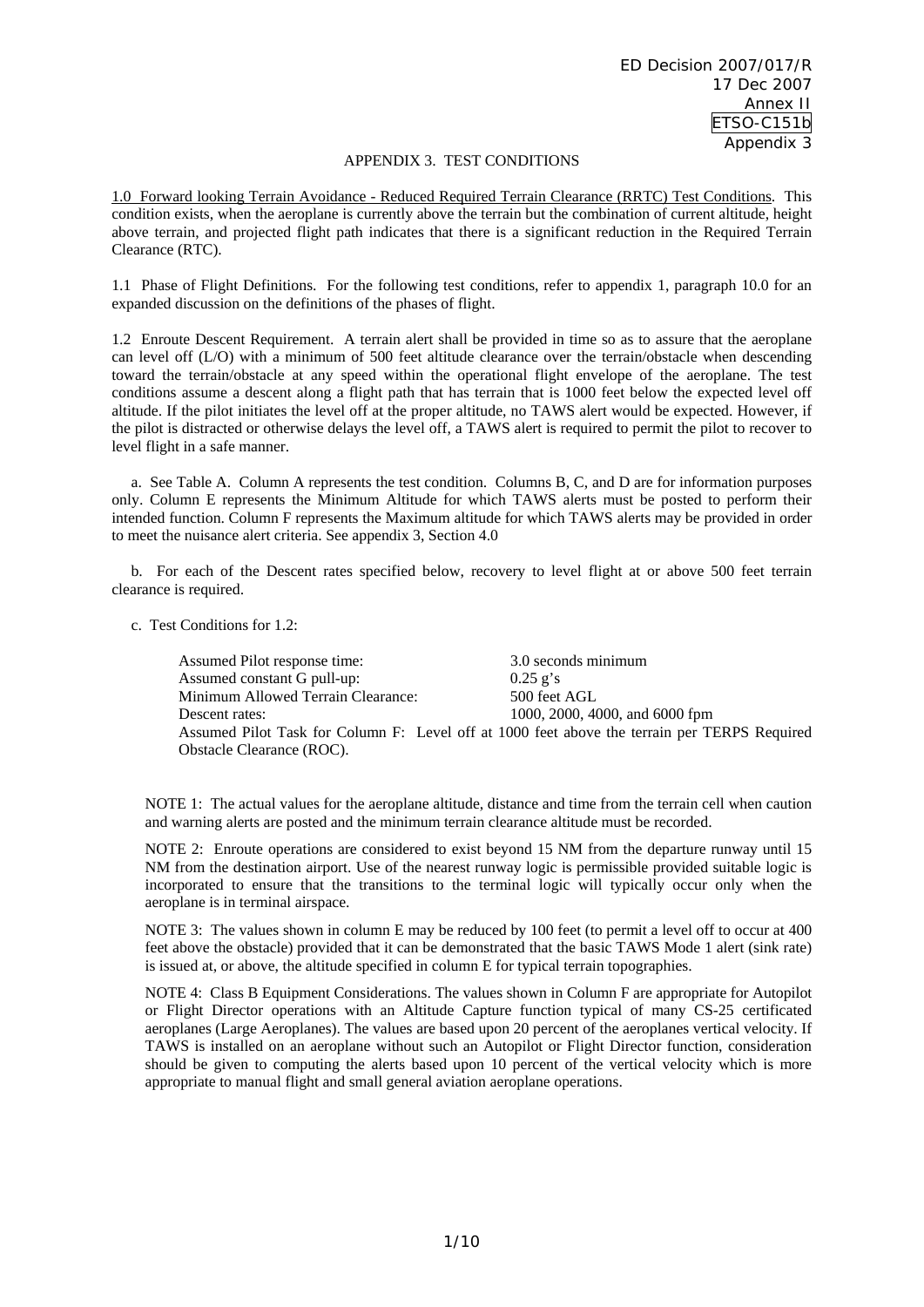## APPENDIX 3. TEST CONDITIONS

1.0 Forward looking Terrain Avoidance - Reduced Required Terrain Clearance (RRTC) Test Conditions. This condition exists, when the aeroplane is currently above the terrain but the combination of current altitude, height above terrain, and projected flight path indicates that there is a significant reduction in the Required Terrain Clearance (RTC).

1.1 Phase of Flight Definitions. For the following test conditions, refer to appendix 1, paragraph 10.0 for an expanded discussion on the definitions of the phases of flight.

1.2 Enroute Descent Requirement. A terrain alert shall be provided in time so as to assure that the aeroplane can level off (L/O) with a minimum of 500 feet altitude clearance over the terrain/obstacle when descending toward the terrain/obstacle at any speed within the operational flight envelope of the aeroplane. The test conditions assume a descent along a flight path that has terrain that is 1000 feet below the expected level off altitude. If the pilot initiates the level off at the proper altitude, no TAWS alert would be expected. However, if the pilot is distracted or otherwise delays the level off, a TAWS alert is required to permit the pilot to recover to level flight in a safe manner.

a. See Table A. Column A represents the test condition. Columns B, C, and D are for information purposes only. Column E represents the Minimum Altitude for which TAWS alerts must be posted to perform their intended function. Column F represents the Maximum altitude for which TAWS alerts may be provided in order to meet the nuisance alert criteria. See appendix 3, Section 4.0

b. For each of the Descent rates specified below, recovery to level flight at or above 500 feet terrain clearance is required.

c. Test Conditions for 1.2:

| | |
|---|---|
| Assumed Pilot response time: | 3.0 seconds minimum |
| Assumed constant G pull-up: | 0.25 g's |
| Minimum Allowed Terrain Clearance: | 500 feet AGL |
| Descent rates: | 1000, 2000, 4000, and 6000 fpm |

Assumed Pilot Task for Column F: Level off at 1000 feet above the terrain per TERPS Required Obstacle Clearance (ROC).

NOTE 1: The actual values for the aeroplane altitude, distance and time from the terrain cell when caution and warning alerts are posted and the minimum terrain clearance altitude must be recorded.

NOTE 2: Enroute operations are considered to exist beyond 15 NM from the departure runway until 15 NM from the destination airport. Use of the nearest runway logic is permissible provided suitable logic is incorporated to ensure that the transitions to the terminal logic will typically occur only when the aeroplane is in terminal airspace.

NOTE 3: The values shown in column E may be reduced by 100 feet (to permit a level off to occur at 400 feet above the obstacle) provided that it can be demonstrated that the basic TAWS Mode 1 alert (sink rate) is issued at, or above, the altitude specified in column E for typical terrain topographies.

NOTE 4: Class B Equipment Considerations. The values shown in Column F are appropriate for Autopilot or Flight Director operations with an Altitude Capture function typical of many CS-25 certificated aeroplanes (Large Aeroplanes). The values are based upon 20 percent of the aeroplanes vertical velocity. If TAWS is installed on an aeroplane without such an Autopilot or Flight Director function, consideration should be given to computing the alerts based upon 10 percent of the vertical velocity which is more appropriate to manual flight and small general aviation aeroplane operations.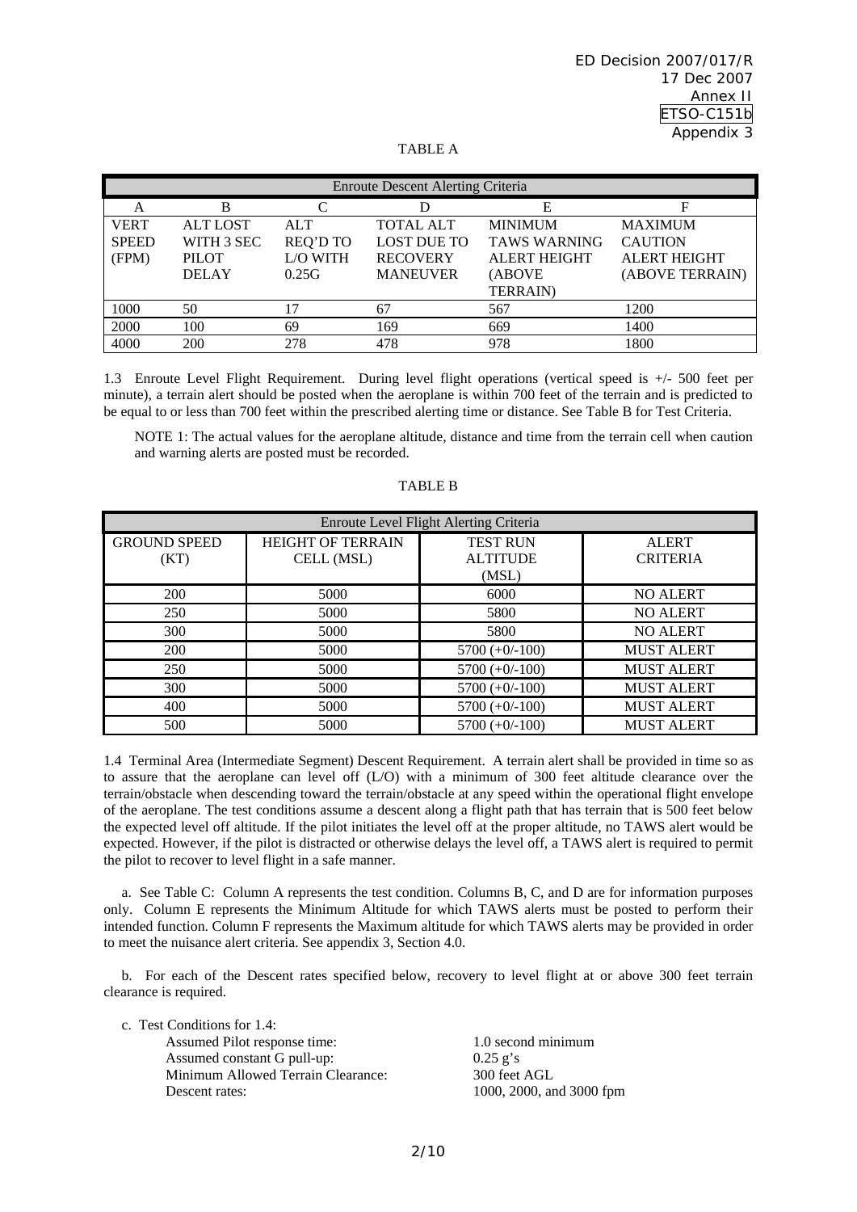TABLE A

| Enroute Descent Alerting Criteria | | | | | |
|---|---|---|---|---|---|
| A | B | C | D | E | F |
| VERT SPEED (FPM) | ALT LOST WITH 3 SEC PILOT DELAY | ALT REQ'D TO L/O WITH 0.25G | TOTAL ALT LOST DUE TO RECOVERY MANEUVER | MINIMUM TAWS WARNING ALERT HEIGHT (ABOVE TERRAIN) | MAXIMUM CAUTION ALERT HEIGHT (ABOVE TERRAIN) |
| 1000 | 50 | 17 | 67 | 567 | 1200 |
| 2000 | 100 | 69 | 169 | 669 | 1400 |
| 4000 | 200 | 278 | 478 | 978 | 1800 |

1.3 Enroute Level Flight Requirement. During level flight operations (vertical speed is +/- 500 feet per minute), a terrain alert should be posted when the aeroplane is within 700 feet of the terrain and is predicted to be equal to or less than 700 feet within the prescribed alerting time or distance. See Table B for Test Criteria.

NOTE 1: The actual values for the aeroplane altitude, distance and time from the terrain cell when caution and warning alerts are posted must be recorded.

TABLE B

| Enroute Level Flight Alerting Criteria | | | |
|---|---|---|---|
| GROUND SPEED (KT) | HEIGHT OF TERRAIN CELL (MSL) | TEST RUN ALTITUDE (MSL) | ALERT CRITERIA |
| 200 | 5000 | 6000 | NO ALERT |
| 250 | 5000 | 5800 | NO ALERT |
| 300 | 5000 | 5800 | NO ALERT |
| 200 | 5000 | 5700 (+0/-100) | MUST ALERT |
| 250 | 5000 | 5700 (+0/-100) | MUST ALERT |
| 300 | 5000 | 5700 (+0/-100) | MUST ALERT |
| 400 | 5000 | 5700 (+0/-100) | MUST ALERT |
| 500 | 5000 | 5700 (+0/-100) | MUST ALERT |

1.4 Terminal Area (Intermediate Segment) Descent Requirement. A terrain alert shall be provided in time so as to assure that the aeroplane can level off (L/O) with a minimum of 300 feet altitude clearance over the terrain/obstacle when descending toward the terrain/obstacle at any speed within the operational flight envelope of the aeroplane. The test conditions assume a descent along a flight path that has terrain that is 500 feet below the expected level off altitude. If the pilot initiates the level off at the proper altitude, no TAWS alert would be expected. However, if the pilot is distracted or otherwise delays the level off, a TAWS alert is required to permit the pilot to recover to level flight in a safe manner.

a. See Table C: Column A represents the test condition. Columns B, C, and D are for information purposes only. Column E represents the Minimum Altitude for which TAWS alerts must be posted to perform their intended function. Column F represents the Maximum altitude for which TAWS alerts may be provided in order to meet the nuisance alert criteria. See appendix 3, Section 4.0.

b. For each of the Descent rates specified below, recovery to level flight at or above 300 feet terrain clearance is required.

c. Test Conditions for 1.4:

| | |
|---|---|
| Assumed Pilot response time: | 1.0 second minimum |
| Assumed constant G pull-up: | 0.25 g's |
| Minimum Allowed Terrain Clearance: | 300 feet AGL |
| Descent rates: | 1000, 2000, and 3000 fpm |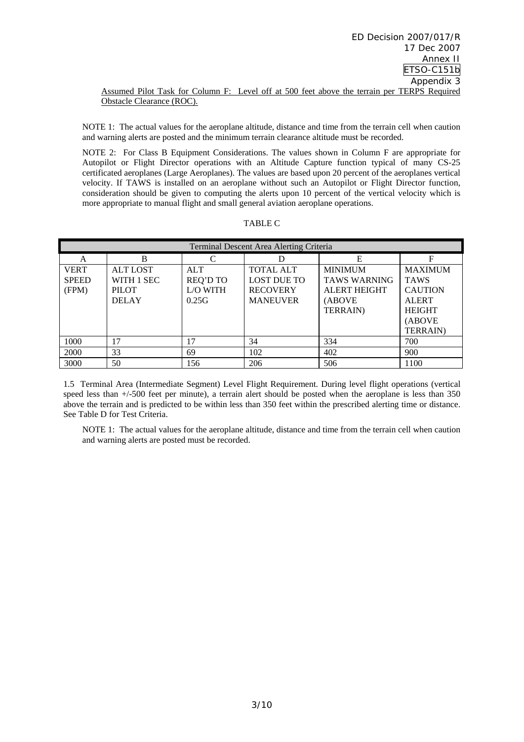Assumed Pilot Task for Column F: Level off at 500 feet above the terrain per TERPS Required Obstacle Clearance (ROC).

NOTE 1: The actual values for the aeroplane altitude, distance and time from the terrain cell when caution and warning alerts are posted and the minimum terrain clearance altitude must be recorded.

NOTE 2: For Class B Equipment Considerations. The values shown in Column F are appropriate for Autopilot or Flight Director operations with an Altitude Capture function typical of many CS-25 certificated aeroplanes (Large Aeroplanes). The values are based upon 20 percent of the aeroplanes vertical velocity. If TAWS is installed on an aeroplane without such an Autopilot or Flight Director function, consideration should be given to computing the alerts upon 10 percent of the vertical velocity which is more appropriate to manual flight and small general aviation aeroplane operations.

TABLE C

| Terminal Descent Area Alerting Criteria | | | | | |
|---|---|---|---|---|---|
| A | B | C | D | E | F |
| VERT SPEED (FPM) | ALT LOST WITH 1 SEC PILOT DELAY | ALT REQ'D TO L/O WITH 0.25G | TOTAL ALT LOST DUE TO RECOVERY MANEUVER | MINIMUM TAWS WARNING ALERT HEIGHT (ABOVE TERRAIN) | MAXIMUM TAWS CAUTION ALERT HEIGHT (ABOVE TERRAIN) |
| 1000 | 17 | 17 | 34 | 334 | 700 |
| 2000 | 33 | 69 | 102 | 402 | 900 |
| 3000 | 50 | 156 | 206 | 506 | 1100 |

1.5 Terminal Area (Intermediate Segment) Level Flight Requirement. During level flight operations (vertical speed less than +/-500 feet per minute), a terrain alert should be posted when the aeroplane is less than 350 above the terrain and is predicted to be within less than 350 feet within the prescribed alerting time or distance. See Table D for Test Criteria.

NOTE 1: The actual values for the aeroplane altitude, distance and time from the terrain cell when caution and warning alerts are posted must be recorded.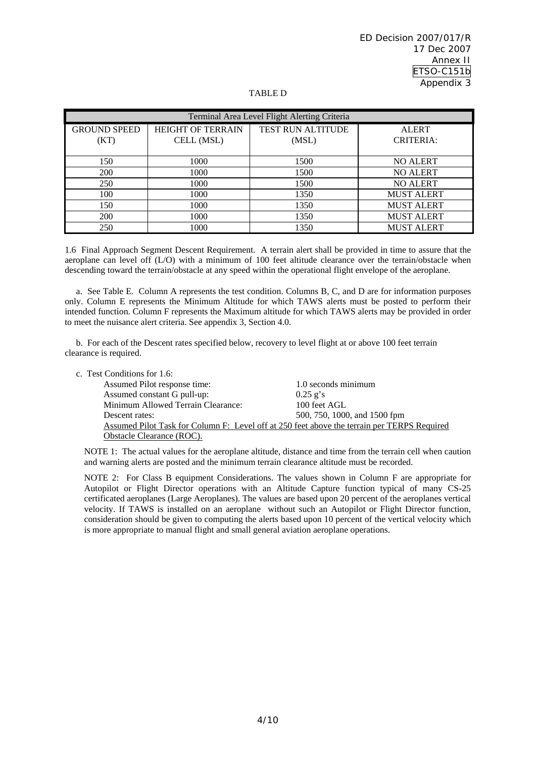TABLE D

| Terminal Area Level Flight Alerting Criteria | | | |
|---|---|---|---|
| GROUND SPEED (KT) | HEIGHT OF TERRAIN CELL (MSL) | TEST RUN ALTITUDE (MSL) | ALERT CRITERIA: |
| 150 | 1000 | 1500 | NO ALERT |
| 200 | 1000 | 1500 | NO ALERT |
| 250 | 1000 | 1500 | NO ALERT |
| 100 | 1000 | 1350 | MUST ALERT |
| 150 | 1000 | 1350 | MUST ALERT |
| 200 | 1000 | 1350 | MUST ALERT |
| 250 | 1000 | 1350 | MUST ALERT |

1.6 Final Approach Segment Descent Requirement. A terrain alert shall be provided in time to assure that the aeroplane can level off (L/O) with a minimum of 100 feet altitude clearance over the terrain/obstacle when descending toward the terrain/obstacle at any speed within the operational flight envelope of the aeroplane.

a. See Table E. Column A represents the test condition. Columns B, C, and D are for information purposes only. Column E represents the Minimum Altitude for which TAWS alerts must be posted to perform their intended function. Column F represents the Maximum altitude for which TAWS alerts may be provided in order to meet the nuisance alert criteria. See appendix 3, Section 4.0.

b. For each of the Descent rates specified below, recovery to level flight at or above 100 feet terrain clearance is required.

c. Test Conditions for 1.6:

| | |
|---|---|
| Assumed Pilot response time: | 1.0 seconds minimum |
| Assumed constant G pull-up: | 0.25 g's |
| Minimum Allowed Terrain Clearance: | 100 feet AGL |
| Descent rates: | 500, 750, 1000, and 1500 fpm |

<u>Assumed Pilot Task for Column F: Level off at 250 feet above the terrain per TERPS Required Obstacle Clearance (ROC).</u>

NOTE 1: The actual values for the aeroplane altitude, distance and time from the terrain cell when caution and warning alerts are posted and the minimum terrain clearance altitude must be recorded.

NOTE 2: For Class B equipment Considerations. The values shown in Column F are appropriate for Autopilot or Flight Director operations with an Altitude Capture function typical of many CS-25 certificated aeroplanes (Large Aeroplanes). The values are based upon 20 percent of the aeroplanes vertical velocity. If TAWS is installed on an aeroplane without such an Autopilot or Flight Director function, consideration should be given to computing the alerts based upon 10 percent of the vertical velocity which is more appropriate to manual flight and small general aviation aeroplane operations.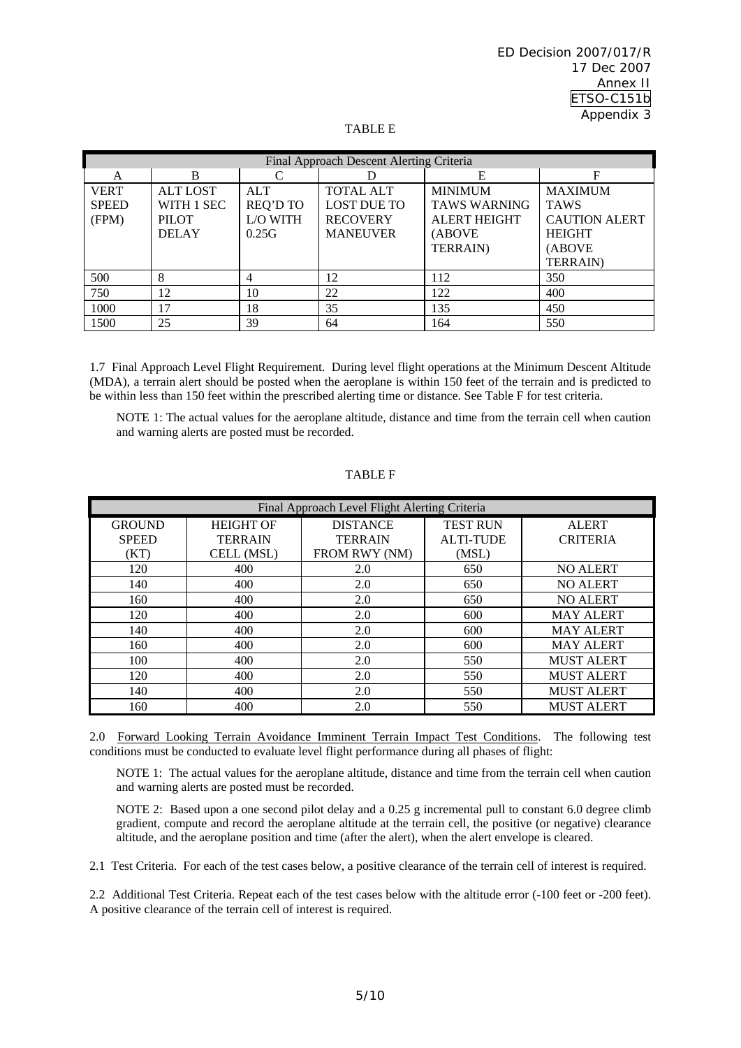TABLE E

| Final Approach Descent Alerting Criteria | | | | | |
|---|---|---|---|---|---|
| A | B | C | D | E | F |
| VERT SPEED (FPM) | ALT LOST WITH 1 SEC PILOT DELAY | ALT REQ'D TO L/O WITH 0.25G | TOTAL ALT LOST DUE TO RECOVERY MANEUVER | MINIMUM TAWS WARNING ALERT HEIGHT (ABOVE TERRAIN) | MAXIMUM TAWS CAUTION ALERT HEIGHT (ABOVE TERRAIN) |
| 500 | 8 | 4 | 12 | 112 | 350 |
| 750 | 12 | 10 | 22 | 122 | 400 |
| 1000 | 17 | 18 | 35 | 135 | 450 |
| 1500 | 25 | 39 | 64 | 164 | 550 |

1.7 Final Approach Level Flight Requirement. During level flight operations at the Minimum Descent Altitude (MDA), a terrain alert should be posted when the aeroplane is within 150 feet of the terrain and is predicted to be within less than 150 feet within the prescribed alerting time or distance. See Table F for test criteria.

NOTE 1: The actual values for the aeroplane altitude, distance and time from the terrain cell when caution and warning alerts are posted must be recorded.

TABLE F

| Final Approach Level Flight Alerting Criteria | | | | |
|---|---|---|---|---|
| GROUND SPEED (KT) | HEIGHT OF TERRAIN CELL (MSL) | DISTANCE TERRAIN FROM RWY (NM) | TEST RUN ALTI-TUDE (MSL) | ALERT CRITERIA |
| 120 | 400 | 2.0 | 650 | NO ALERT |
| 140 | 400 | 2.0 | 650 | NO ALERT |
| 160 | 400 | 2.0 | 650 | NO ALERT |
| 120 | 400 | 2.0 | 600 | MAY ALERT |
| 140 | 400 | 2.0 | 600 | MAY ALERT |
| 160 | 400 | 2.0 | 600 | MAY ALERT |
| 100 | 400 | 2.0 | 550 | MUST ALERT |
| 120 | 400 | 2.0 | 550 | MUST ALERT |
| 140 | 400 | 2.0 | 550 | MUST ALERT |
| 160 | 400 | 2.0 | 550 | MUST ALERT |

2.0 Forward Looking Terrain Avoidance Imminent Terrain Impact Test Conditions. The following test conditions must be conducted to evaluate level flight performance during all phases of flight:

NOTE 1: The actual values for the aeroplane altitude, distance and time from the terrain cell when caution and warning alerts are posted must be recorded.

NOTE 2: Based upon a one second pilot delay and a 0.25 g incremental pull to constant 6.0 degree climb gradient, compute and record the aeroplane altitude at the terrain cell, the positive (or negative) clearance altitude, and the aeroplane position and time (after the alert), when the alert envelope is cleared.

2.1 Test Criteria. For each of the test cases below, a positive clearance of the terrain cell of interest is required.

2.2 Additional Test Criteria. Repeat each of the test cases below with the altitude error (-100 feet or -200 feet). A positive clearance of the terrain cell of interest is required.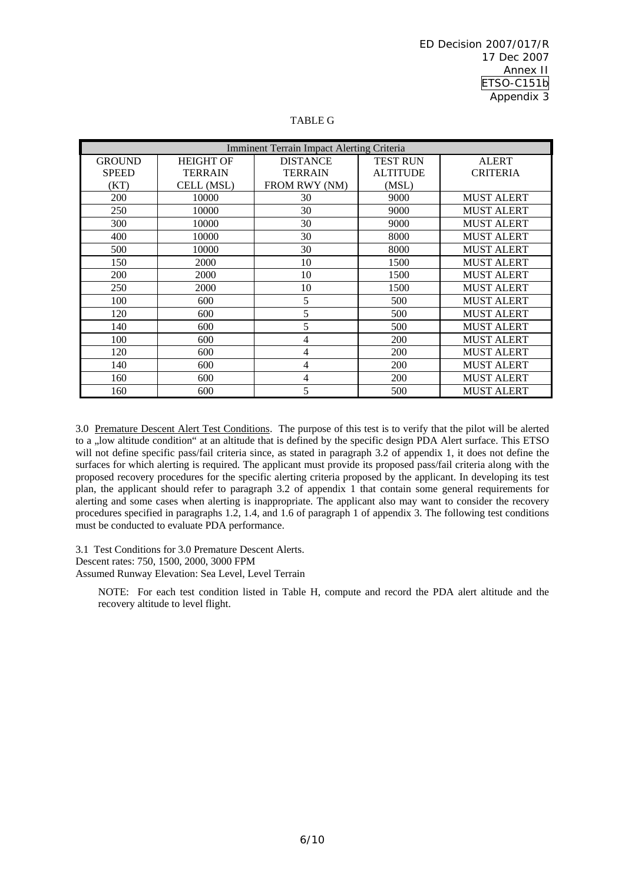TABLE G

| Imminent Terrain Impact Alerting Criteria | | | | |
|---|---|---|---|---|
| GROUND SPEED (KT) | HEIGHT OF TERRAIN CELL (MSL) | DISTANCE TERRAIN FROM RWY (NM) | TEST RUN ALTITUDE (MSL) | ALERT CRITERIA |
| 200 | 10000 | 30 | 9000 | MUST ALERT |
| 250 | 10000 | 30 | 9000 | MUST ALERT |
| 300 | 10000 | 30 | 9000 | MUST ALERT |
| 400 | 10000 | 30 | 8000 | MUST ALERT |
| 500 | 10000 | 30 | 8000 | MUST ALERT |
| 150 | 2000 | 10 | 1500 | MUST ALERT |
| 200 | 2000 | 10 | 1500 | MUST ALERT |
| 250 | 2000 | 10 | 1500 | MUST ALERT |
| 100 | 600 | 5 | 500 | MUST ALERT |
| 120 | 600 | 5 | 500 | MUST ALERT |
| 140 | 600 | 5 | 500 | MUST ALERT |
| 100 | 600 | 4 | 200 | MUST ALERT |
| 120 | 600 | 4 | 200 | MUST ALERT |
| 140 | 600 | 4 | 200 | MUST ALERT |
| 160 | 600 | 4 | 200 | MUST ALERT |
| 160 | 600 | 5 | 500 | MUST ALERT |

3.0 Premature Descent Alert Test Conditions. The purpose of this test is to verify that the pilot will be alerted to a „low altitude condition" at an altitude that is defined by the specific design PDA Alert surface. This ETSO will not define specific pass/fail criteria since, as stated in paragraph 3.2 of appendix 1, it does not define the surfaces for which alerting is required. The applicant must provide its proposed pass/fail criteria along with the proposed recovery procedures for the specific alerting criteria proposed by the applicant. In developing its test plan, the applicant should refer to paragraph 3.2 of appendix 1 that contain some general requirements for alerting and some cases when alerting is inappropriate. The applicant also may want to consider the recovery procedures specified in paragraphs 1.2, 1.4, and 1.6 of paragraph 1 of appendix 3. The following test conditions must be conducted to evaluate PDA performance.

3.1 Test Conditions for 3.0 Premature Descent Alerts.
Descent rates: 750, 1500, 2000, 3000 FPM
Assumed Runway Elevation: Sea Level, Level Terrain

NOTE: For each test condition listed in Table H, compute and record the PDA alert altitude and the recovery altitude to level flight.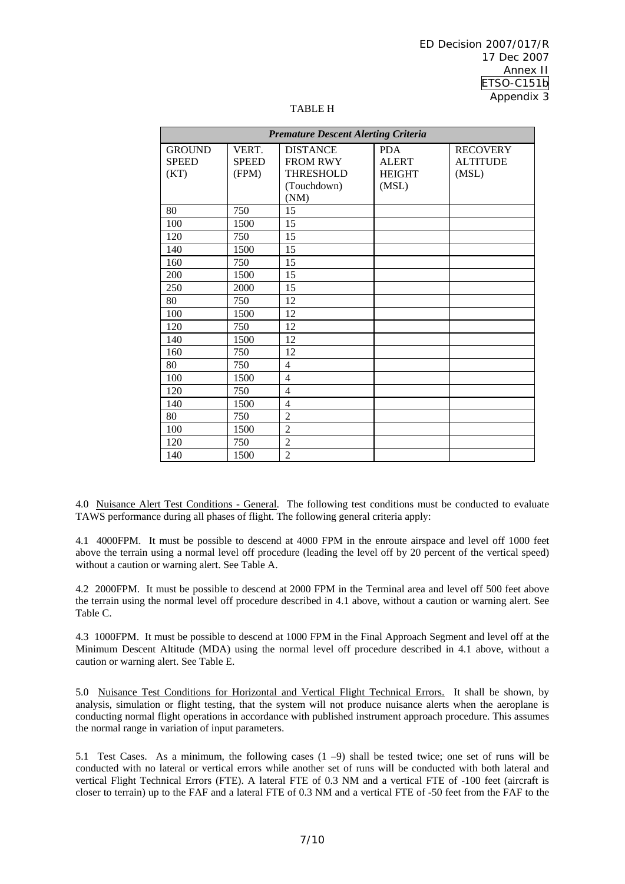TABLE H

| *Premature Descent Alerting Criteria* | | | | |
|---|---|---|---|---|
| GROUND SPEED (KT) | VERT. SPEED (FPM) | DISTANCE FROM RWY THRESHOLD (Touchdown) (NM) | PDA ALERT HEIGHT (MSL) | RECOVERY ALTITUDE (MSL) |
| 80 | 750 | 15 | | |
| 100 | 1500 | 15 | | |
| 120 | 750 | 15 | | |
| 140 | 1500 | 15 | | |
| 160 | 750 | 15 | | |
| 200 | 1500 | 15 | | |
| 250 | 2000 | 15 | | |
| 80 | 750 | 12 | | |
| 100 | 1500 | 12 | | |
| 120 | 750 | 12 | | |
| 140 | 1500 | 12 | | |
| 160 | 750 | 12 | | |
| 80 | 750 | 4 | | |
| 100 | 1500 | 4 | | |
| 120 | 750 | 4 | | |
| 140 | 1500 | 4 | | |
| 80 | 750 | 2 | | |
| 100 | 1500 | 2 | | |
| 120 | 750 | 2 | | |
| 140 | 1500 | 2 | | |

4.0 Nuisance Alert Test Conditions - General. The following test conditions must be conducted to evaluate TAWS performance during all phases of flight. The following general criteria apply:

4.1 4000FPM. It must be possible to descend at 4000 FPM in the enroute airspace and level off 1000 feet above the terrain using a normal level off procedure (leading the level off by 20 percent of the vertical speed) without a caution or warning alert. See Table A.

4.2 2000FPM. It must be possible to descend at 2000 FPM in the Terminal area and level off 500 feet above the terrain using the normal level off procedure described in 4.1 above, without a caution or warning alert. See Table C.

4.3 1000FPM. It must be possible to descend at 1000 FPM in the Final Approach Segment and level off at the Minimum Descent Altitude (MDA) using the normal level off procedure described in 4.1 above, without a caution or warning alert. See Table E.

5.0 Nuisance Test Conditions for Horizontal and Vertical Flight Technical Errors. It shall be shown, by analysis, simulation or flight testing, that the system will not produce nuisance alerts when the aeroplane is conducting normal flight operations in accordance with published instrument approach procedure. This assumes the normal range in variation of input parameters.

5.1 Test Cases. As a minimum, the following cases (1 –9) shall be tested twice; one set of runs will be conducted with no lateral or vertical errors while another set of runs will be conducted with both lateral and vertical Flight Technical Errors (FTE). A lateral FTE of 0.3 NM and a vertical FTE of -100 feet (aircraft is closer to terrain) up to the FAF and a lateral FTE of 0.3 NM and a vertical FTE of -50 feet from the FAF to the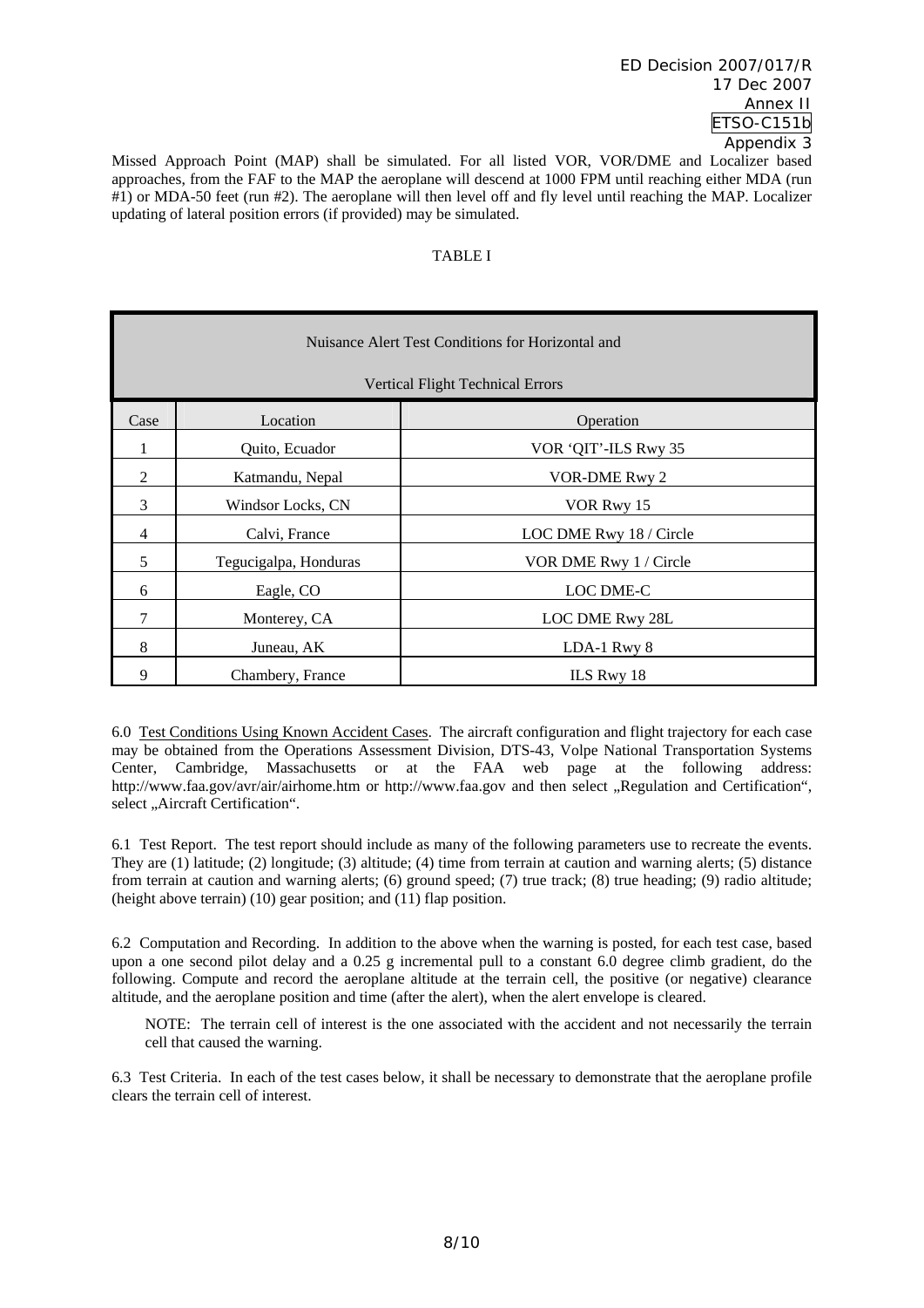Missed Approach Point (MAP) shall be simulated. For all listed VOR, VOR/DME and Localizer based approaches, from the FAF to the MAP the aeroplane will descend at 1000 FPM until reaching either MDA (run #1) or MDA-50 feet (run #2). The aeroplane will then level off and fly level until reaching the MAP. Localizer updating of lateral position errors (if provided) may be simulated.

TABLE I

| Nuisance Alert Test Conditions for Horizontal and Vertical Flight Technical Errors | | |
|---|---|---|
| Case | Location | Operation |
| 1 | Quito, Ecuador | VOR 'QIT'-ILS Rwy 35 |
| 2 | Katmandu, Nepal | VOR-DME Rwy 2 |
| 3 | Windsor Locks, CN | VOR Rwy 15 |
| 4 | Calvi, France | LOC DME Rwy 18 / Circle |
| 5 | Tegucigalpa, Honduras | VOR DME Rwy 1 / Circle |
| 6 | Eagle, CO | LOC DME-C |
| 7 | Monterey, CA | LOC DME Rwy 28L |
| 8 | Juneau, AK | LDA-1 Rwy 8 |
| 9 | Chambery, France | ILS Rwy 18 |

6.0 Test Conditions Using Known Accident Cases. The aircraft configuration and flight trajectory for each case may be obtained from the Operations Assessment Division, DTS-43, Volpe National Transportation Systems Center, Cambridge, Massachusetts or at the FAA web page at the following address: http://www.faa.gov/avr/air/airhome.htm or http://www.faa.gov and then select „Regulation and Certification", select „Aircraft Certification".

6.1 Test Report. The test report should include as many of the following parameters use to recreate the events. They are (1) latitude; (2) longitude; (3) altitude; (4) time from terrain at caution and warning alerts; (5) distance from terrain at caution and warning alerts; (6) ground speed; (7) true track; (8) true heading; (9) radio altitude; (height above terrain) (10) gear position; and (11) flap position.

6.2 Computation and Recording. In addition to the above when the warning is posted, for each test case, based upon a one second pilot delay and a 0.25 g incremental pull to a constant 6.0 degree climb gradient, do the following. Compute and record the aeroplane altitude at the terrain cell, the positive (or negative) clearance altitude, and the aeroplane position and time (after the alert), when the alert envelope is cleared.

> NOTE: The terrain cell of interest is the one associated with the accident and not necessarily the terrain cell that caused the warning.

6.3 Test Criteria. In each of the test cases below, it shall be necessary to demonstrate that the aeroplane profile clears the terrain cell of interest.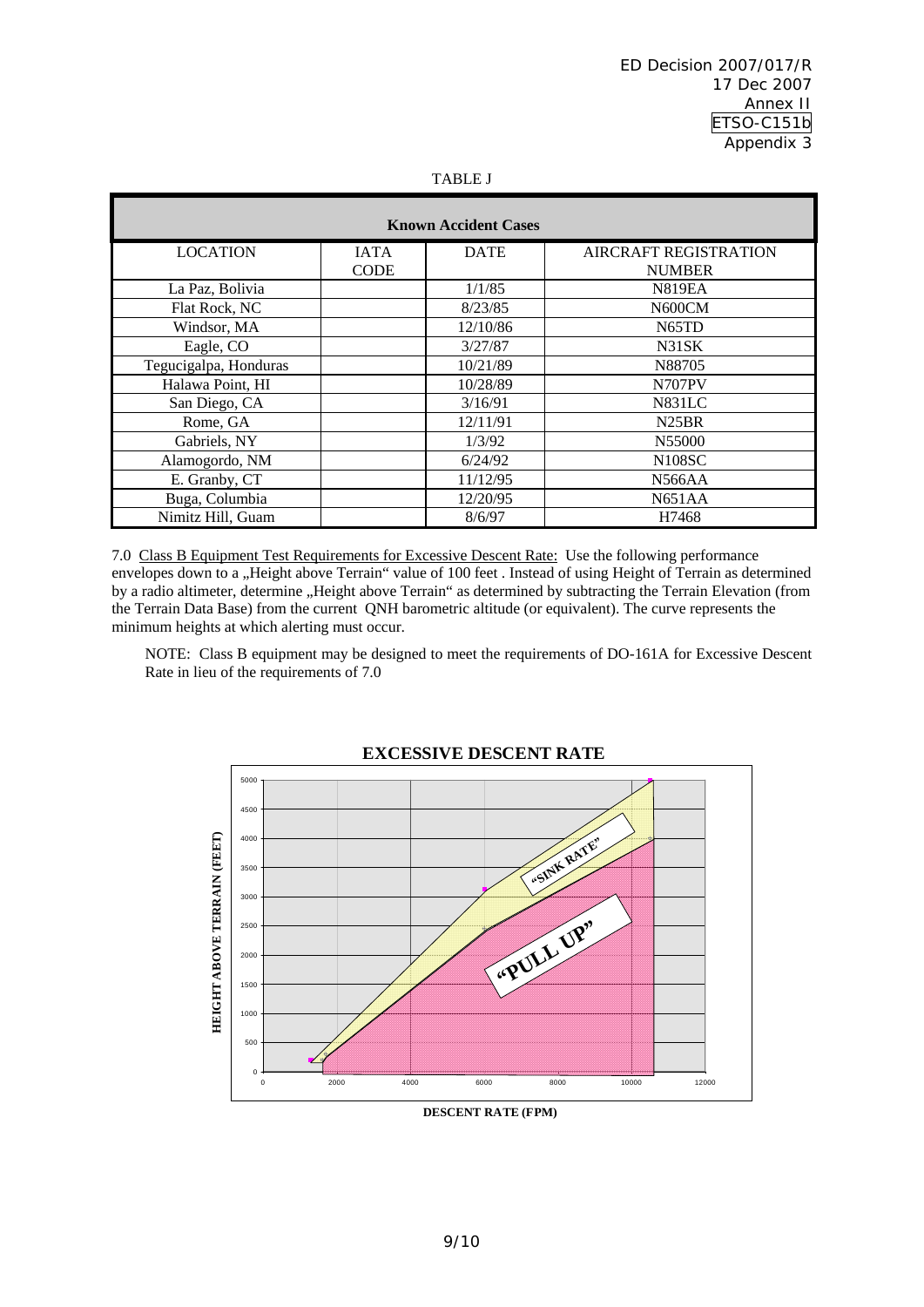TABLE J

| Known Accident Cases | | | |
|---|---|---|---|
| LOCATION | IATA CODE | DATE | AIRCRAFT REGISTRATION NUMBER |
| La Paz, Bolivia | | 1/1/85 | N819EA |
| Flat Rock, NC | | 8/23/85 | N600CM |
| Windsor, MA | | 12/10/86 | N65TD |
| Eagle, CO | | 3/27/87 | N31SK |
| Tegucigalpa, Honduras | | 10/21/89 | N88705 |
| Halawa Point, HI | | 10/28/89 | N707PV |
| San Diego, CA | | 3/16/91 | N831LC |
| Rome, GA | | 12/11/91 | N25BR |
| Gabriels, NY | | 1/3/92 | N55000 |
| Alamogordo, NM | | 6/24/92 | N108SC |
| E. Granby, CT | | 11/12/95 | N566AA |
| Buga, Columbia | | 12/20/95 | N651AA |
| Nimitz Hill, Guam | | 8/6/97 | H7468 |

7.0 Class B Equipment Test Requirements for Excessive Descent Rate: Use the following performance envelopes down to a „Height above Terrain" value of 100 feet . Instead of using Height of Terrain as determined by a radio altimeter, determine „Height above Terrain" as determined by subtracting the Terrain Elevation (from the Terrain Data Base) from the current QNH barometric altitude (or equivalent). The curve represents the minimum heights at which alerting must occur.

NOTE: Class B equipment may be designed to meet the requirements of DO-161A for Excessive Descent Rate in lieu of the requirements of 7.0

**EXCESSIVE DESCENT RATE**

HEIGHT ABOVE TERRAIN (FEET)

"SINK RATE"

"PULL UP"

DESCENT RATE (FPM)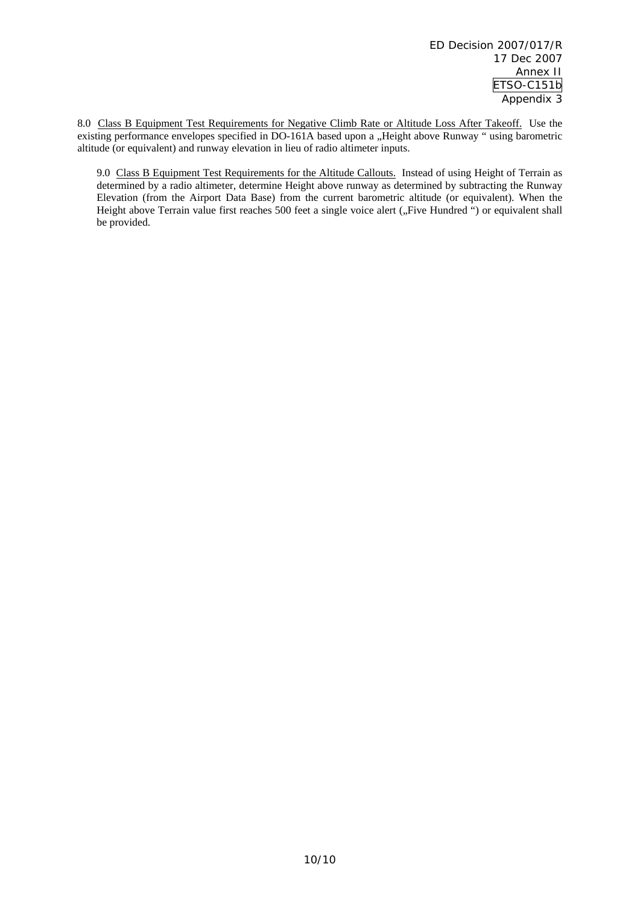8.0 <u>Class B Equipment Test Requirements for Negative Climb Rate or Altitude Loss After Takeoff.</u> Use the existing performance envelopes specified in DO-161A based upon a „Height above Runway " using barometric altitude (or equivalent) and runway elevation in lieu of radio altimeter inputs.

9.0 <u>Class B Equipment Test Requirements for the Altitude Callouts.</u> Instead of using Height of Terrain as determined by a radio altimeter, determine Height above runway as determined by subtracting the Runway Elevation (from the Airport Data Base) from the current barometric altitude (or equivalent). When the Height above Terrain value first reaches 500 feet a single voice alert („Five Hundred ") or equivalent shall be provided.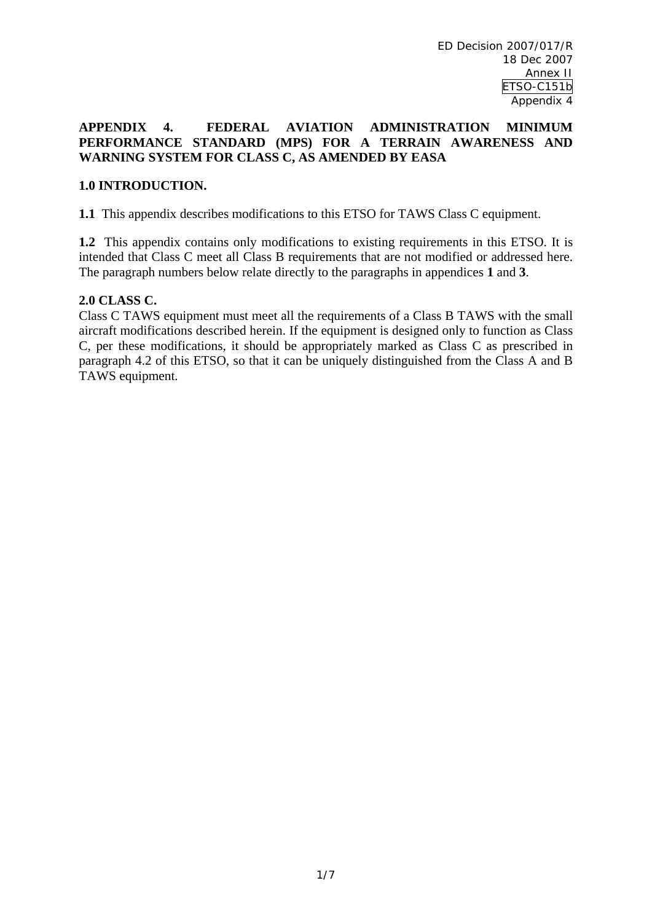**APPENDIX 4. FEDERAL AVIATION ADMINISTRATION MINIMUM PERFORMANCE STANDARD (MPS) FOR A TERRAIN AWARENESS AND WARNING SYSTEM FOR CLASS C, AS AMENDED BY EASA**

**1.0 INTRODUCTION.**

**1.1** This appendix describes modifications to this ETSO for TAWS Class C equipment.

**1.2** This appendix contains only modifications to existing requirements in this ETSO. It is intended that Class C meet all Class B requirements that are not modified or addressed here. The paragraph numbers below relate directly to the paragraphs in appendices **1** and **3**.

**2.0 CLASS C.**

Class C TAWS equipment must meet all the requirements of a Class B TAWS with the small aircraft modifications described herein. If the equipment is designed only to function as Class C, per these modifications, it should be appropriately marked as Class C as prescribed in paragraph 4.2 of this ETSO, so that it can be uniquely distinguished from the Class A and B TAWS equipment.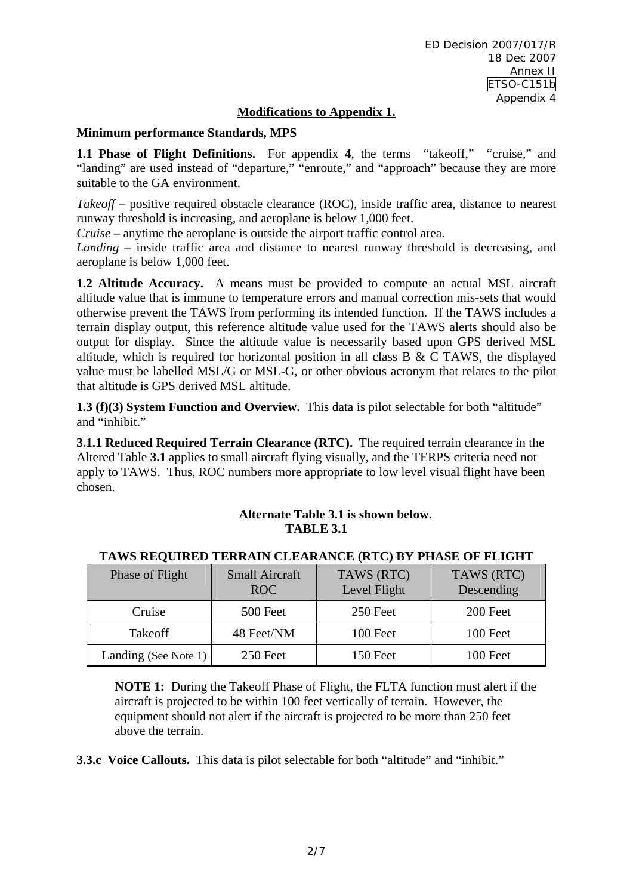## Modifications to Appendix 1.

**Minimum performance Standards, MPS**

**1.1 Phase of Flight Definitions.** For appendix **4**, the terms "takeoff," "cruise," and "landing" are used instead of "departure," "enroute," and "approach" because they are more suitable to the GA environment.

*Takeoff* – positive required obstacle clearance (ROC), inside traffic area, distance to nearest runway threshold is increasing, and aeroplane is below 1,000 feet.
*Cruise* – anytime the aeroplane is outside the airport traffic control area.
*Landing* – inside traffic area and distance to nearest runway threshold is decreasing, and aeroplane is below 1,000 feet.

**1.2 Altitude Accuracy.** A means must be provided to compute an actual MSL aircraft altitude value that is immune to temperature errors and manual correction mis-sets that would otherwise prevent the TAWS from performing its intended function. If the TAWS includes a terrain display output, this reference altitude value used for the TAWS alerts should also be output for display. Since the altitude value is necessarily based upon GPS derived MSL altitude, which is required for horizontal position in all class B & C TAWS, the displayed value must be labelled MSL/G or MSL-G, or other obvious acronym that relates to the pilot that altitude is GPS derived MSL altitude.

**1.3 (f)(3) System Function and Overview.** This data is pilot selectable for both "altitude" and "inhibit."

**3.1.1 Reduced Required Terrain Clearance (RTC).** The required terrain clearance in the Altered Table **3.1** applies to small aircraft flying visually, and the TERPS criteria need not apply to TAWS. Thus, ROC numbers more appropriate to low level visual flight have been chosen.

**Alternate Table 3.1 is shown below.**
**TABLE 3.1**

**TAWS REQUIRED TERRAIN CLEARANCE (RTC) BY PHASE OF FLIGHT**

| Phase of Flight | Small Aircraft ROC | TAWS (RTC) Level Flight | TAWS (RTC) Descending |
|---|---|---|---|
| Cruise | 500 Feet | 250 Feet | 200 Feet |
| Takeoff | 48 Feet/NM | 100 Feet | 100 Feet |
| Landing (See Note 1) | 250 Feet | 150 Feet | 100 Feet |

**NOTE 1:** During the Takeoff Phase of Flight, the FLTA function must alert if the aircraft is projected to be within 100 feet vertically of terrain. However, the equipment should not alert if the aircraft is projected to be more than 250 feet above the terrain.

**3.3.c Voice Callouts.** This data is pilot selectable for both "altitude" and "inhibit."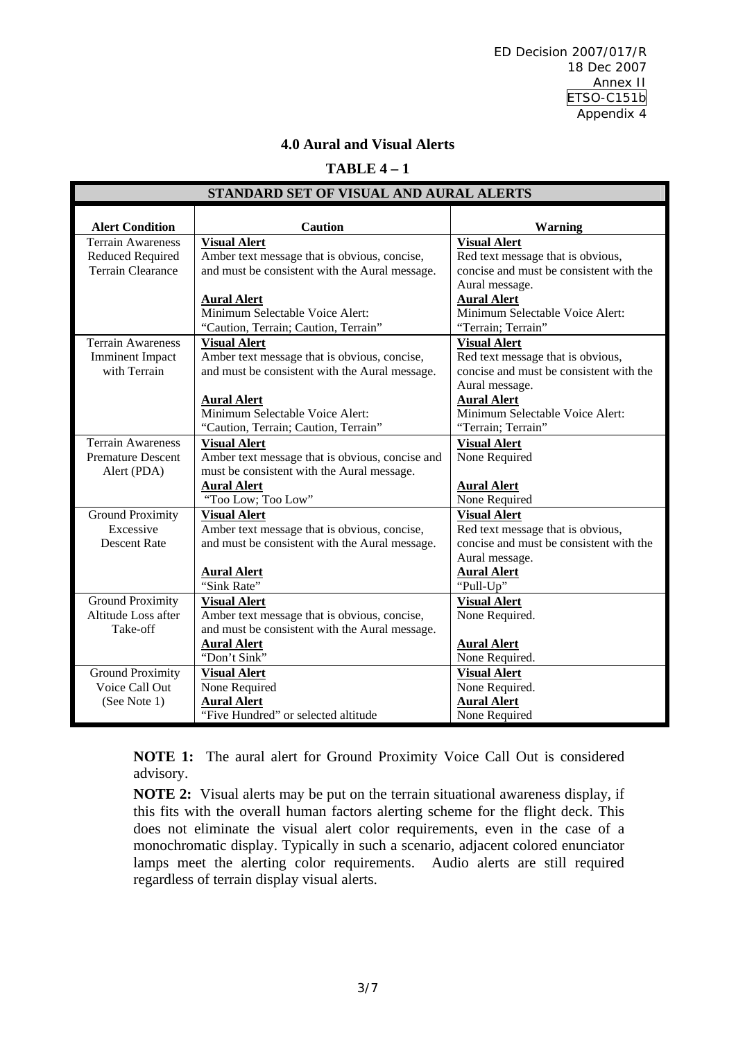## 4.0 Aural and Visual Alerts

**TABLE 4 – 1**

| STANDARD SET OF VISUAL AND AURAL ALERTS | | |
|---|---|---|
| **Alert Condition** | **Caution** | **Warning** |
| Terrain Awareness Reduced Required Terrain Clearance | **Visual Alert**<br>Amber text message that is obvious, concise, and must be consistent with the Aural message.<br><br>**Aural Alert**<br>Minimum Selectable Voice Alert: "Caution, Terrain; Caution, Terrain" | **Visual Alert**<br>Red text message that is obvious, concise and must be consistent with the Aural message.<br>**Aural Alert**<br>Minimum Selectable Voice Alert: "Terrain; Terrain" |
| Terrain Awareness Imminent Impact with Terrain | **Visual Alert**<br>Amber text message that is obvious, concise, and must be consistent with the Aural message.<br><br>**Aural Alert**<br>Minimum Selectable Voice Alert: "Caution, Terrain; Caution, Terrain" | **Visual Alert**<br>Red text message that is obvious, concise and must be consistent with the Aural message.<br>**Aural Alert**<br>Minimum Selectable Voice Alert: "Terrain; Terrain" |
| Terrain Awareness Premature Descent Alert (PDA) | **Visual Alert**<br>Amber text message that is obvious, concise and must be consistent with the Aural message.<br>**Aural Alert**<br>"Too Low; Too Low" | **Visual Alert**<br>None Required<br><br>**Aural Alert**<br>None Required |
| Ground Proximity Excessive Descent Rate | **Visual Alert**<br>Amber text message that is obvious, concise, and must be consistent with the Aural message.<br><br>**Aural Alert**<br>"Sink Rate" | **Visual Alert**<br>Red text message that is obvious, concise and must be consistent with the Aural message.<br>**Aural Alert**<br>"Pull-Up" |
| Ground Proximity Altitude Loss after Take-off | **Visual Alert**<br>Amber text message that is obvious, concise, and must be consistent with the Aural message.<br>**Aural Alert**<br>"Don't Sink" | **Visual Alert**<br>None Required.<br><br>**Aural Alert**<br>None Required. |
| Ground Proximity Voice Call Out (See Note 1) | **Visual Alert**<br>None Required<br>**Aural Alert**<br>"Five Hundred" or selected altitude | **Visual Alert**<br>None Required.<br>**Aural Alert**<br>None Required |

**NOTE 1:** The aural alert for Ground Proximity Voice Call Out is considered advisory.

**NOTE 2:** Visual alerts may be put on the terrain situational awareness display, if this fits with the overall human factors alerting scheme for the flight deck. This does not eliminate the visual alert color requirements, even in the case of a monochromatic display. Typically in such a scenario, adjacent colored enunciator lamps meet the alerting color requirements. Audio alerts are still required regardless of terrain display visual alerts.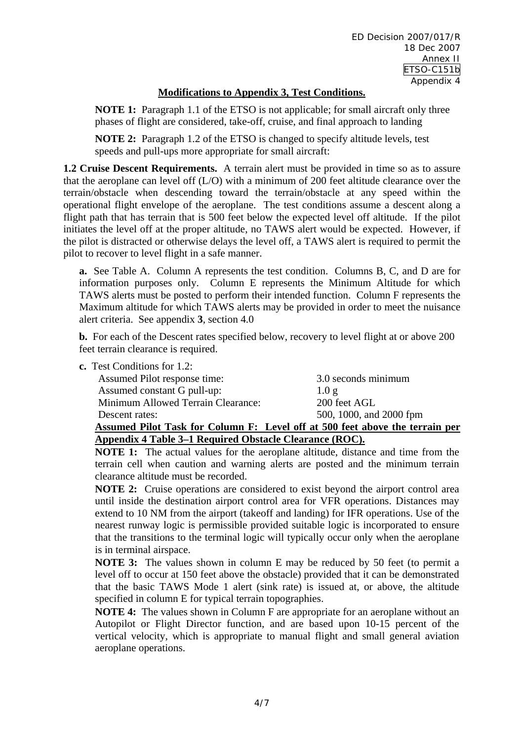## Modifications to Appendix 3, Test Conditions.

**NOTE 1:** Paragraph 1.1 of the ETSO is not applicable; for small aircraft only three phases of flight are considered, take-off, cruise, and final approach to landing

**NOTE 2:** Paragraph 1.2 of the ETSO is changed to specify altitude levels, test speeds and pull-ups more appropriate for small aircraft:

**1.2 Cruise Descent Requirements.** A terrain alert must be provided in time so as to assure that the aeroplane can level off (L/O) with a minimum of 200 feet altitude clearance over the terrain/obstacle when descending toward the terrain/obstacle at any speed within the operational flight envelope of the aeroplane. The test conditions assume a descent along a flight path that has terrain that is 500 feet below the expected level off altitude. If the pilot initiates the level off at the proper altitude, no TAWS alert would be expected. However, if the pilot is distracted or otherwise delays the level off, a TAWS alert is required to permit the pilot to recover to level flight in a safe manner.

**a.** See Table A. Column A represents the test condition. Columns B, C, and D are for information purposes only. Column E represents the Minimum Altitude for which TAWS alerts must be posted to perform their intended function. Column F represents the Maximum altitude for which TAWS alerts may be provided in order to meet the nuisance alert criteria. See appendix **3**, section 4.0

**b.** For each of the Descent rates specified below, recovery to level flight at or above 200 feet terrain clearance is required.

**c.** Test Conditions for 1.2:

| | |
|---|---|
| Assumed Pilot response time: | 3.0 seconds minimum |
| Assumed constant G pull-up: | 1.0 g |
| Minimum Allowed Terrain Clearance: | 200 feet AGL |
| Descent rates: | 500, 1000, and 2000 fpm |

**Assumed Pilot Task for Column F: Level off at 500 feet above the terrain per Appendix 4 Table 3–1 Required Obstacle Clearance (ROC).**

**NOTE 1:** The actual values for the aeroplane altitude, distance and time from the terrain cell when caution and warning alerts are posted and the minimum terrain clearance altitude must be recorded.

**NOTE 2:** Cruise operations are considered to exist beyond the airport control area until inside the destination airport control area for VFR operations. Distances may extend to 10 NM from the airport (takeoff and landing) for IFR operations. Use of the nearest runway logic is permissible provided suitable logic is incorporated to ensure that the transitions to the terminal logic will typically occur only when the aeroplane is in terminal airspace.

**NOTE 3:** The values shown in column E may be reduced by 50 feet (to permit a level off to occur at 150 feet above the obstacle) provided that it can be demonstrated that the basic TAWS Mode 1 alert (sink rate) is issued at, or above, the altitude specified in column E for typical terrain topographies.

**NOTE 4:** The values shown in Column F are appropriate for an aeroplane without an Autopilot or Flight Director function, and are based upon 10-15 percent of the vertical velocity, which is appropriate to manual flight and small general aviation aeroplane operations.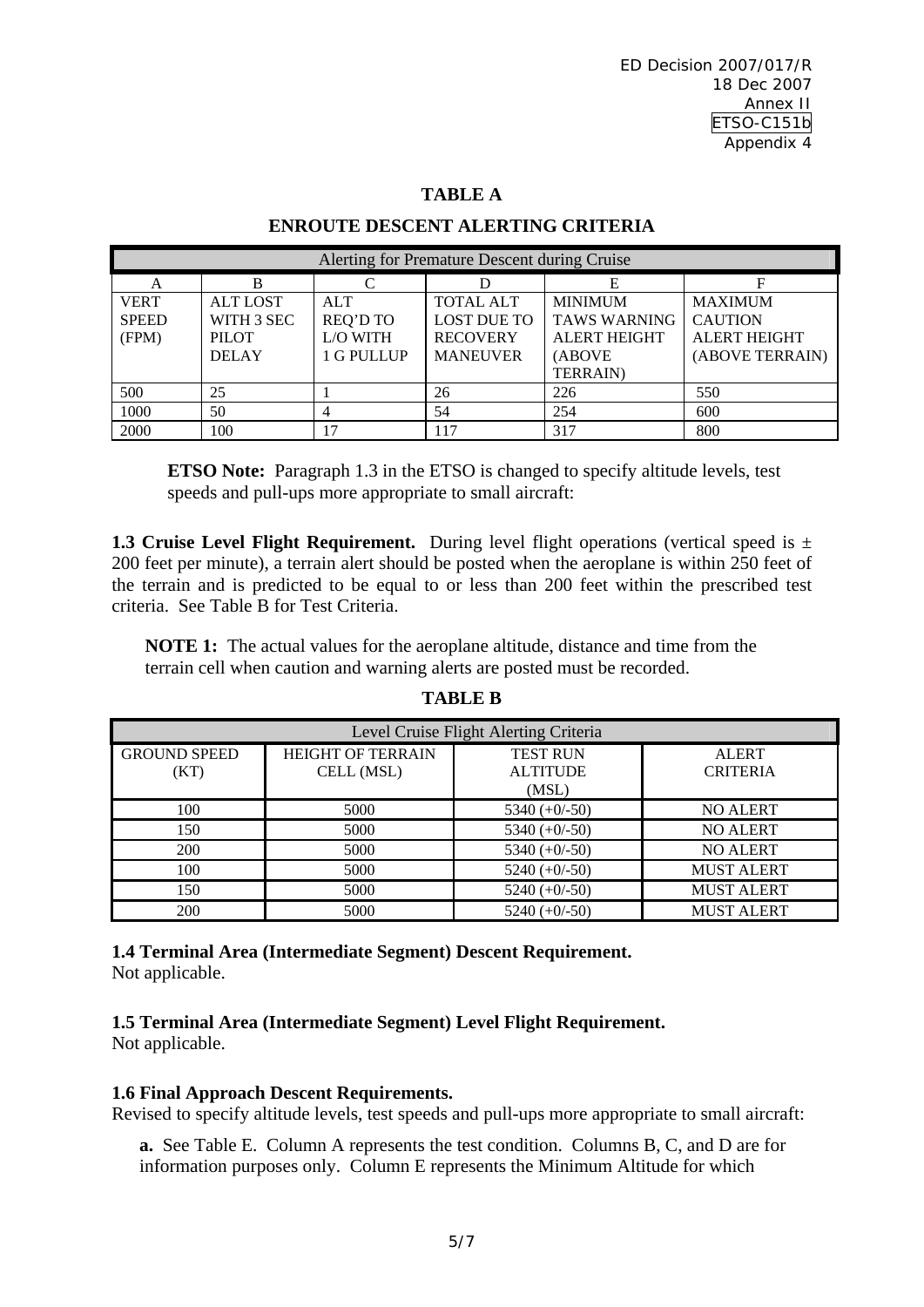**TABLE A**

**ENROUTE DESCENT ALERTING CRITERIA**

| Alerting for Premature Descent during Cruise | | | | | |
|---|---|---|---|---|---|
| A | B | C | D | E | F |
| VERT SPEED (FPM) | ALT LOST WITH 3 SEC PILOT DELAY | ALT REQ'D TO L/O WITH 1 G PULLUP | TOTAL ALT LOST DUE TO RECOVERY MANEUVER | MINIMUM TAWS WARNING ALERT HEIGHT (ABOVE TERRAIN) | MAXIMUM CAUTION ALERT HEIGHT (ABOVE TERRAIN) |
| 500 | 25 | 1 | 26 | 226 | 550 |
| 1000 | 50 | 4 | 54 | 254 | 600 |
| 2000 | 100 | 17 | 117 | 317 | 800 |

**ETSO Note:** Paragraph 1.3 in the ETSO is changed to specify altitude levels, test speeds and pull-ups more appropriate to small aircraft:

**1.3 Cruise Level Flight Requirement.** During level flight operations (vertical speed is ± 200 feet per minute), a terrain alert should be posted when the aeroplane is within 250 feet of the terrain and is predicted to be equal to or less than 200 feet within the prescribed test criteria. See Table B for Test Criteria.

**NOTE 1:** The actual values for the aeroplane altitude, distance and time from the terrain cell when caution and warning alerts are posted must be recorded.

**TABLE B**

| Level Cruise Flight Alerting Criteria | | | |
|---|---|---|---|
| GROUND SPEED (KT) | HEIGHT OF TERRAIN CELL (MSL) | TEST RUN ALTITUDE (MSL) | ALERT CRITERIA |
| 100 | 5000 | 5340 (+0/-50) | NO ALERT |
| 150 | 5000 | 5340 (+0/-50) | NO ALERT |
| 200 | 5000 | 5340 (+0/-50) | NO ALERT |
| 100 | 5000 | 5240 (+0/-50) | MUST ALERT |
| 150 | 5000 | 5240 (+0/-50) | MUST ALERT |
| 200 | 5000 | 5240 (+0/-50) | MUST ALERT |

**1.4 Terminal Area (Intermediate Segment) Descent Requirement.**
Not applicable.

**1.5 Terminal Area (Intermediate Segment) Level Flight Requirement.**
Not applicable.

**1.6 Final Approach Descent Requirements.**
Revised to specify altitude levels, test speeds and pull-ups more appropriate to small aircraft:

**a.** See Table E. Column A represents the test condition. Columns B, C, and D are for information purposes only. Column E represents the Minimum Altitude for which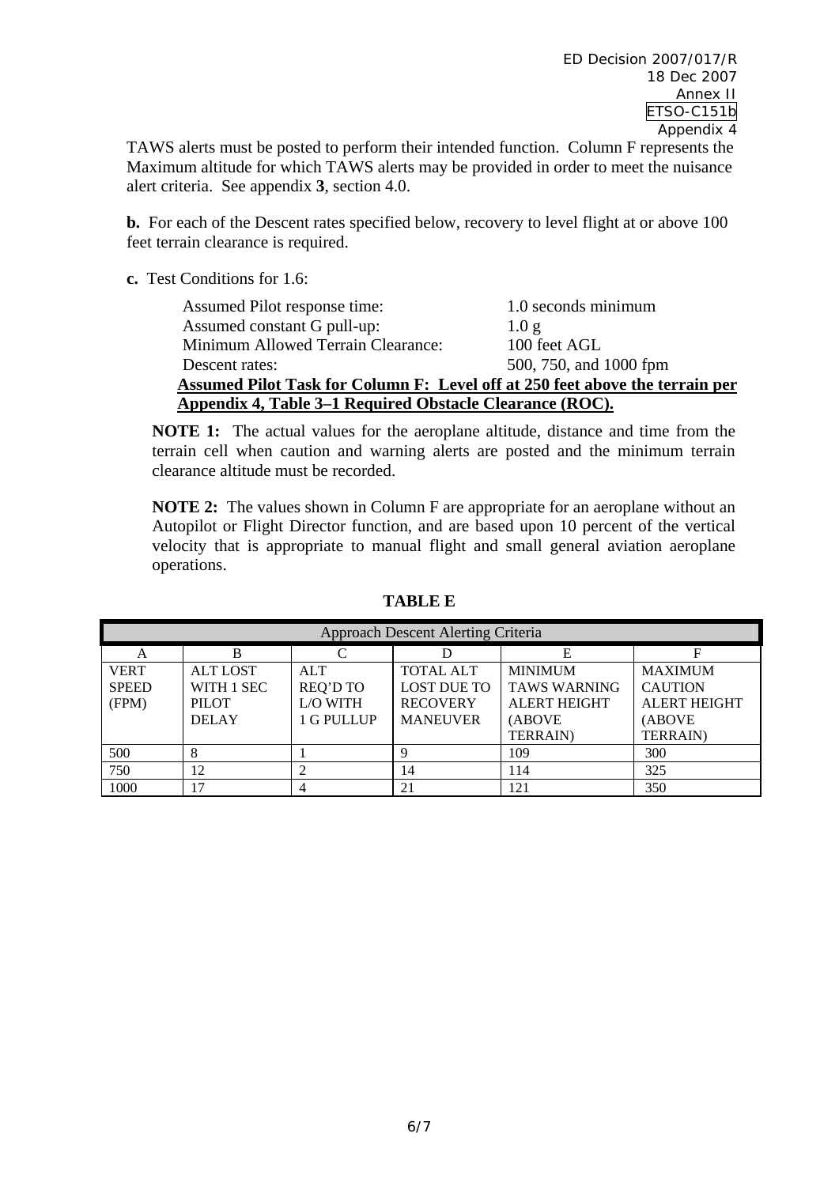TAWS alerts must be posted to perform their intended function. Column F represents the Maximum altitude for which TAWS alerts may be provided in order to meet the nuisance alert criteria. See appendix **3**, section 4.0.

**b.** For each of the Descent rates specified below, recovery to level flight at or above 100 feet terrain clearance is required.

**c.** Test Conditions for 1.6:

| | |
|---|---|
| Assumed Pilot response time: | 1.0 seconds minimum |
| Assumed constant G pull-up: | 1.0 g |
| Minimum Allowed Terrain Clearance: | 100 feet AGL |
| Descent rates: | 500, 750, and 1000 fpm |

<u>**Assumed Pilot Task for Column F: Level off at 250 feet above the terrain per Appendix 4, Table 3–1 Required Obstacle Clearance (ROC).**</u>

**NOTE 1:** The actual values for the aeroplane altitude, distance and time from the terrain cell when caution and warning alerts are posted and the minimum terrain clearance altitude must be recorded.

**NOTE 2:** The values shown in Column F are appropriate for an aeroplane without an Autopilot or Flight Director function, and are based upon 10 percent of the vertical velocity that is appropriate to manual flight and small general aviation aeroplane operations.

**TABLE E**

| Approach Descent Alerting Criteria | | | | | |
|---|---|---|---|---|---|
| A | B | C | D | E | F |
| VERT SPEED (FPM) | ALT LOST WITH 1 SEC PILOT DELAY | ALT REQ'D TO L/O WITH 1 G PULLUP | TOTAL ALT LOST DUE TO RECOVERY MANEUVER | MINIMUM TAWS WARNING ALERT HEIGHT (ABOVE TERRAIN) | MAXIMUM CAUTION ALERT HEIGHT (ABOVE TERRAIN) |
| 500 | 8 | 1 | 9 | 109 | 300 |
| 750 | 12 | 2 | 14 | 114 | 325 |
| 1000 | 17 | 4 | 21 | 121 | 350 |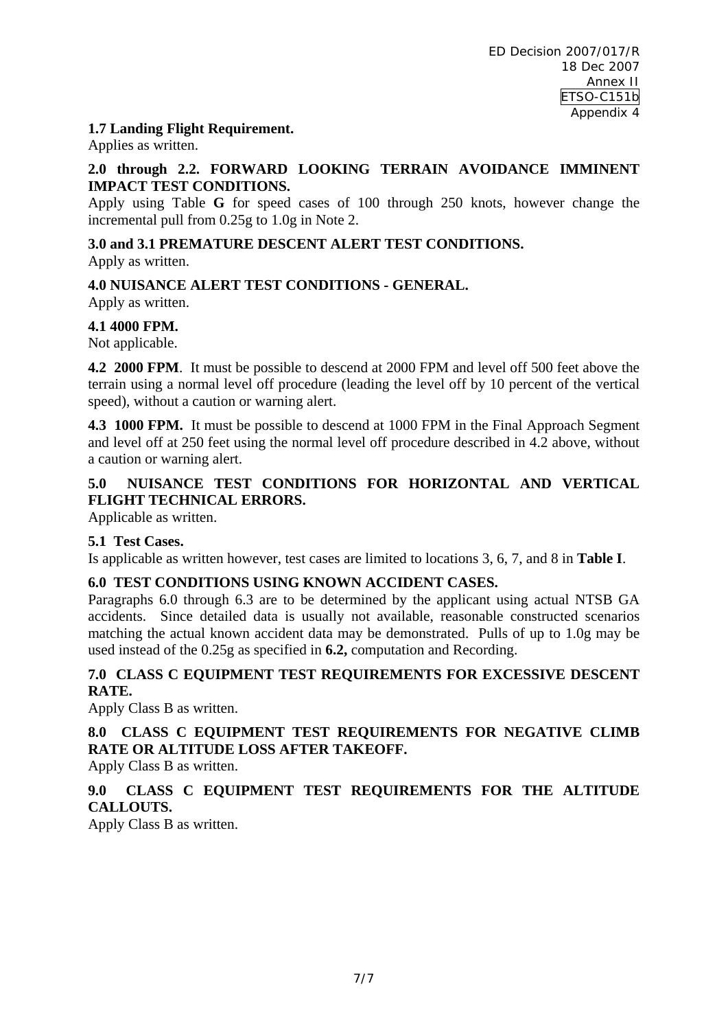**1.7 Landing Flight Requirement.**
Applies as written.

**2.0 through 2.2. FORWARD LOOKING TERRAIN AVOIDANCE IMMINENT IMPACT TEST CONDITIONS.**
Apply using Table **G** for speed cases of 100 through 250 knots, however change the incremental pull from 0.25g to 1.0g in Note 2.

**3.0 and 3.1 PREMATURE DESCENT ALERT TEST CONDITIONS.**
Apply as written.

**4.0 NUISANCE ALERT TEST CONDITIONS - GENERAL.**
Apply as written.

**4.1 4000 FPM.**
Not applicable.

**4.2 2000 FPM**. It must be possible to descend at 2000 FPM and level off 500 feet above the terrain using a normal level off procedure (leading the level off by 10 percent of the vertical speed), without a caution or warning alert.

**4.3 1000 FPM.** It must be possible to descend at 1000 FPM in the Final Approach Segment and level off at 250 feet using the normal level off procedure described in 4.2 above, without a caution or warning alert.

**5.0 NUISANCE TEST CONDITIONS FOR HORIZONTAL AND VERTICAL FLIGHT TECHNICAL ERRORS.**
Applicable as written.

**5.1 Test Cases.**
Is applicable as written however, test cases are limited to locations 3, 6, 7, and 8 in **Table I**.

**6.0 TEST CONDITIONS USING KNOWN ACCIDENT CASES.**
Paragraphs 6.0 through 6.3 are to be determined by the applicant using actual NTSB GA accidents. Since detailed data is usually not available, reasonable constructed scenarios matching the actual known accident data may be demonstrated. Pulls of up to 1.0g may be used instead of the 0.25g as specified in **6.2,** computation and Recording.

**7.0 CLASS C EQUIPMENT TEST REQUIREMENTS FOR EXCESSIVE DESCENT RATE.**
Apply Class B as written.

**8.0 CLASS C EQUIPMENT TEST REQUIREMENTS FOR NEGATIVE CLIMB RATE OR ALTITUDE LOSS AFTER TAKEOFF.**
Apply Class B as written.

**9.0 CLASS C EQUIPMENT TEST REQUIREMENTS FOR THE ALTITUDE CALLOUTS.**
Apply Class B as written.